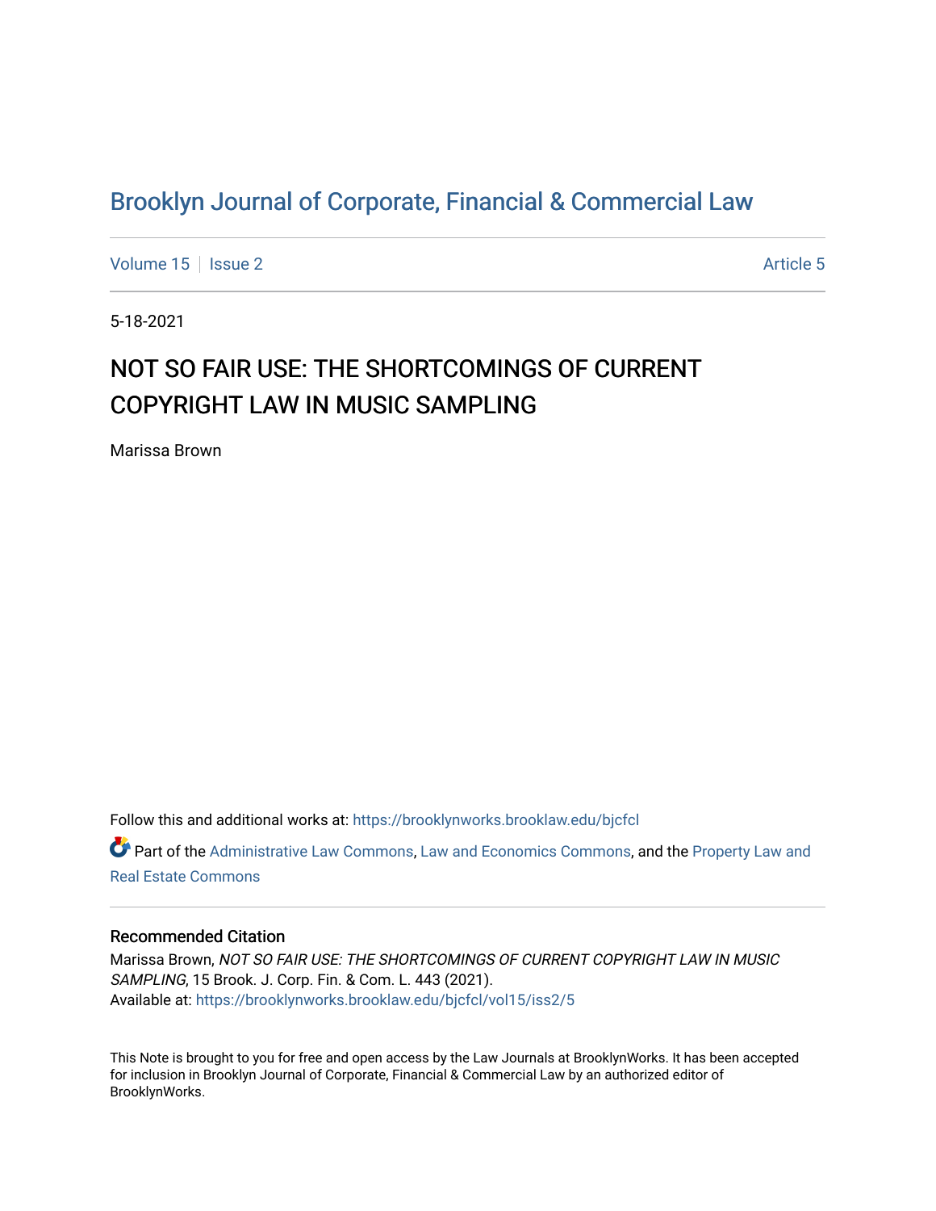# Brooklyn Journal of Corporate, Financial & Commercial Law

Volume 15 | Issue 2 | Article 5

5-18-2021

## NOT SO FAIR USE: THE SHORTCOMINGS OF CURRENT COPYRIGHT LAW IN MUSIC SAMPLING

Marissa Brown

Follow this and additional works at: https://brooklynworks.brooklaw.edu/bjcfcl

Part of the Administrative Law Commons, Law and Economics Commons, and the Property Law and Real Estate Commons

### Recommended Citation

Marissa Brown, *NOT SO FAIR USE: THE SHORTCOMINGS OF CURRENT COPYRIGHT LAW IN MUSIC SAMPLING*, 15 Brook. J. Corp. Fin. & Com. L. 443 (2021).
Available at: https://brooklynworks.brooklaw.edu/bjcfcl/vol15/iss2/5

This Note is brought to you for free and open access by the Law Journals at BrooklynWorks. It has been accepted for inclusion in Brooklyn Journal of Corporate, Financial & Commercial Law by an authorized editor of BrooklynWorks.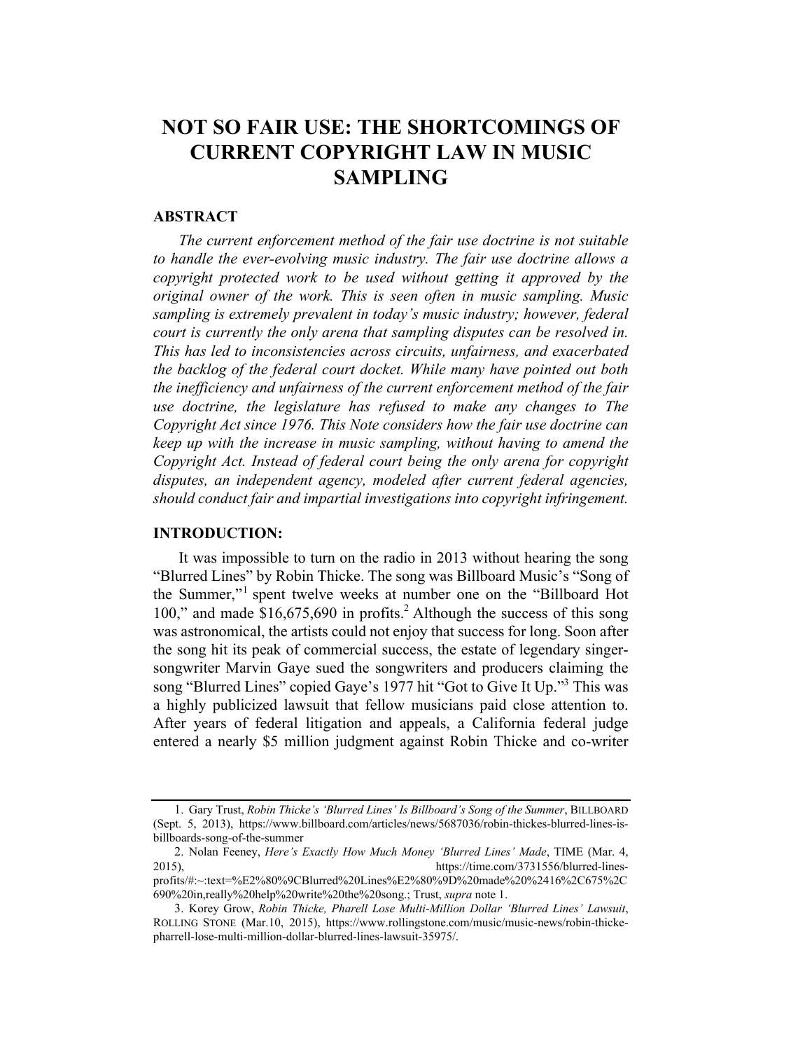# NOT SO FAIR USE: THE SHORTCOMINGS OF CURRENT COPYRIGHT LAW IN MUSIC SAMPLING

## ABSTRACT

*The current enforcement method of the fair use doctrine is not suitable to handle the ever-evolving music industry. The fair use doctrine allows a copyright protected work to be used without getting it approved by the original owner of the work. This is seen often in music sampling. Music sampling is extremely prevalent in today's music industry; however, federal court is currently the only arena that sampling disputes can be resolved in. This has led to inconsistencies across circuits, unfairness, and exacerbated the backlog of the federal court docket. While many have pointed out both the inefficiency and unfairness of the current enforcement method of the fair use doctrine, the legislature has refused to make any changes to The Copyright Act since 1976. This Note considers how the fair use doctrine can keep up with the increase in music sampling, without having to amend the Copyright Act. Instead of federal court being the only arena for copyright disputes, an independent agency, modeled after current federal agencies, should conduct fair and impartial investigations into copyright infringement.*

## INTRODUCTION:

It was impossible to turn on the radio in 2013 without hearing the song "Blurred Lines" by Robin Thicke. The song was Billboard Music's "Song of the Summer,"[1] spent twelve weeks at number one on the "Billboard Hot 100," and made $16,675,690 in profits.[2] Although the success of this song was astronomical, the artists could not enjoy that success for long. Soon after the song hit its peak of commercial success, the estate of legendary singer-songwriter Marvin Gaye sued the songwriters and producers claiming the song "Blurred Lines" copied Gaye's 1977 hit "Got to Give It Up."[3] This was a highly publicized lawsuit that fellow musicians paid close attention to. After years of federal litigation and appeals, a California federal judge entered a nearly $5 million judgment against Robin Thicke and co-writer

---

1. Gary Trust, *Robin Thicke's 'Blurred Lines' Is Billboard's Song of the Summer*, BILLBOARD (Sept. 5, 2013), https://www.billboard.com/articles/news/5687036/robin-thickes-blurred-lines-is-billboards-song-of-the-summer

2. Nolan Feeney, *Here's Exactly How Much Money 'Blurred Lines' Made*, TIME (Mar. 4, 2015), https://time.com/3731556/blurred-lines-profits/#:~:text=%E2%80%9CBlurred%20Lines%E2%80%9D%20made%20%2416%2C675%2C690%20in,really%20help%20write%20the%20song.; Trust, *supra* note 1.

3. Korey Grow, *Robin Thicke, Pharell Lose Multi-Million Dollar 'Blurred Lines' Lawsuit*, ROLLING STONE (Mar.10, 2015), https://www.rollingstone.com/music/music-news/robin-thicke-pharrell-lose-multi-million-dollar-blurred-lines-lawsuit-35975/.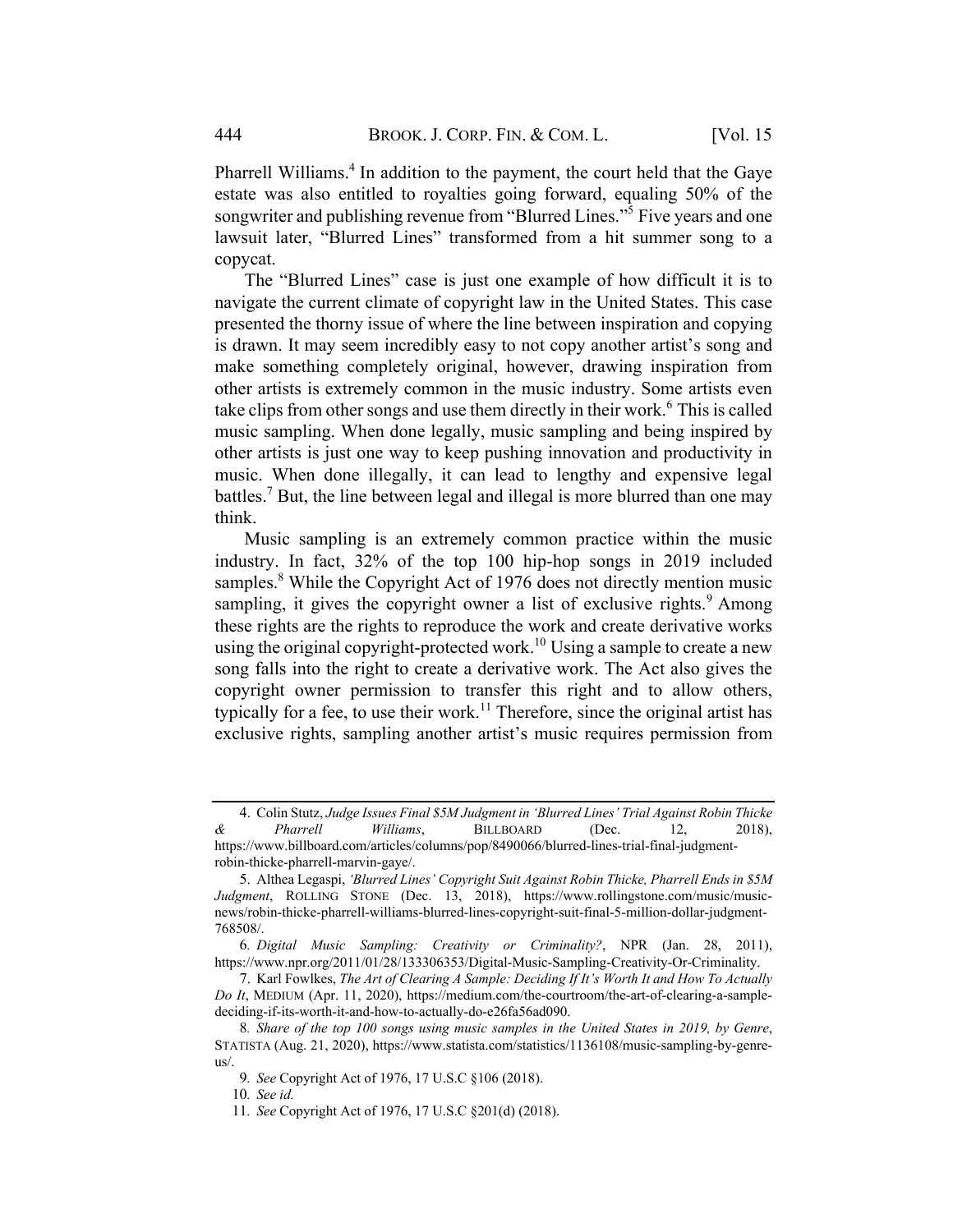Pharrell Williams.[4] In addition to the payment, the court held that the Gaye estate was also entitled to royalties going forward, equaling 50% of the songwriter and publishing revenue from "Blurred Lines."[5] Five years and one lawsuit later, "Blurred Lines" transformed from a hit summer song to a copycat.

The "Blurred Lines" case is just one example of how difficult it is to navigate the current climate of copyright law in the United States. This case presented the thorny issue of where the line between inspiration and copying is drawn. It may seem incredibly easy to not copy another artist's song and make something completely original, however, drawing inspiration from other artists is extremely common in the music industry. Some artists even take clips from other songs and use them directly in their work.[6] This is called music sampling. When done legally, music sampling and being inspired by other artists is just one way to keep pushing innovation and productivity in music. When done illegally, it can lead to lengthy and expensive legal battles.[7] But, the line between legal and illegal is more blurred than one may think.

Music sampling is an extremely common practice within the music industry. In fact, 32% of the top 100 hip-hop songs in 2019 included samples.[8] While the Copyright Act of 1976 does not directly mention music sampling, it gives the copyright owner a list of exclusive rights.[9] Among these rights are the rights to reproduce the work and create derivative works using the original copyright-protected work.[10] Using a sample to create a new song falls into the right to create a derivative work. The Act also gives the copyright owner permission to transfer this right and to allow others, typically for a fee, to use their work.[11] Therefore, since the original artist has exclusive rights, sampling another artist's music requires permission from

---

4. Colin Stutz, *Judge Issues Final $5M Judgment in 'Blurred Lines' Trial Against Robin Thicke & Pharrell Williams*, BILLBOARD (Dec. 12, 2018), https://www.billboard.com/articles/columns/pop/8490066/blurred-lines-trial-final-judgment-robin-thicke-pharrell-marvin-gaye/.

5. Althea Legaspi, *'Blurred Lines' Copyright Suit Against Robin Thicke, Pharrell Ends in $5M Judgment*, ROLLING STONE (Dec. 13, 2018), https://www.rollingstone.com/music/music-news/robin-thicke-pharrell-williams-blurred-lines-copyright-suit-final-5-million-dollar-judgment-768508/.

6. *Digital Music Sampling: Creativity or Criminality?*, NPR (Jan. 28, 2011), https://www.npr.org/2011/01/28/133306353/Digital-Music-Sampling-Creativity-Or-Criminality.

7. Karl Fowlkes, *The Art of Clearing A Sample: Deciding If It's Worth It and How To Actually Do It*, MEDIUM (Apr. 11, 2020), https://medium.com/the-courtroom/the-art-of-clearing-a-sample-deciding-if-its-worth-it-and-how-to-actually-do-e26fa56ad090.

8. *Share of the top 100 songs using music samples in the United States in 2019, by Genre*, STATISTA (Aug. 21, 2020), https://www.statista.com/statistics/1136108/music-sampling-by-genre-us/.

9. *See* Copyright Act of 1976, 17 U.S.C §106 (2018).

10. *See id.*

11. *See* Copyright Act of 1976, 17 U.S.C §201(d) (2018).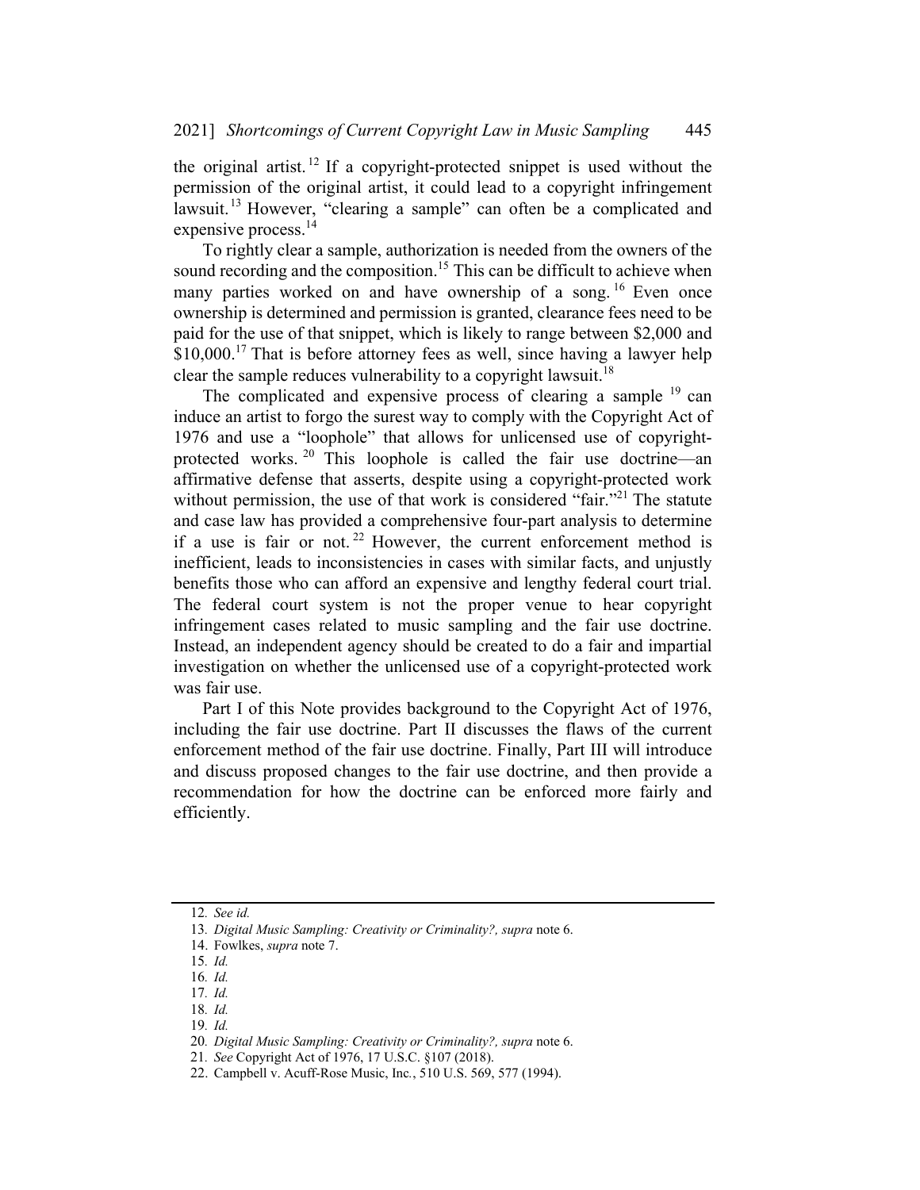the original artist.[12] If a copyright-protected snippet is used without the permission of the original artist, it could lead to a copyright infringement lawsuit.[13] However, "clearing a sample" can often be a complicated and expensive process.[14]

To rightly clear a sample, authorization is needed from the owners of the sound recording and the composition.[15] This can be difficult to achieve when many parties worked on and have ownership of a song.[16] Even once ownership is determined and permission is granted, clearance fees need to be paid for the use of that snippet, which is likely to range between $2,000 and $10,000.[17] That is before attorney fees as well, since having a lawyer help clear the sample reduces vulnerability to a copyright lawsuit.[18]

The complicated and expensive process of clearing a sample[19] can induce an artist to forgo the surest way to comply with the Copyright Act of 1976 and use a "loophole" that allows for unlicensed use of copyright-protected works.[20] This loophole is called the fair use doctrine—an affirmative defense that asserts, despite using a copyright-protected work without permission, the use of that work is considered "fair."[21] The statute and case law has provided a comprehensive four-part analysis to determine if a use is fair or not.[22] However, the current enforcement method is inefficient, leads to inconsistencies in cases with similar facts, and unjustly benefits those who can afford an expensive and lengthy federal court trial. The federal court system is not the proper venue to hear copyright infringement cases related to music sampling and the fair use doctrine. Instead, an independent agency should be created to do a fair and impartial investigation on whether the unlicensed use of a copyright-protected work was fair use.

Part I of this Note provides background to the Copyright Act of 1976, including the fair use doctrine. Part II discusses the flaws of the current enforcement method of the fair use doctrine. Finally, Part III will introduce and discuss proposed changes to the fair use doctrine, and then provide a recommendation for how the doctrine can be enforced more fairly and efficiently.

---

12. *See id.*
13. *Digital Music Sampling: Creativity or Criminality?, supra* note 6.
14. Fowlkes, *supra* note 7.
15. *Id.*
16. *Id.*
17. *Id.*
18. *Id.*
19. *Id.*
20. *Digital Music Sampling: Creativity or Criminality?, supra* note 6.
21. *See* Copyright Act of 1976, 17 U.S.C. §107 (2018).
22. Campbell v. Acuff-Rose Music, Inc., 510 U.S. 569, 577 (1994).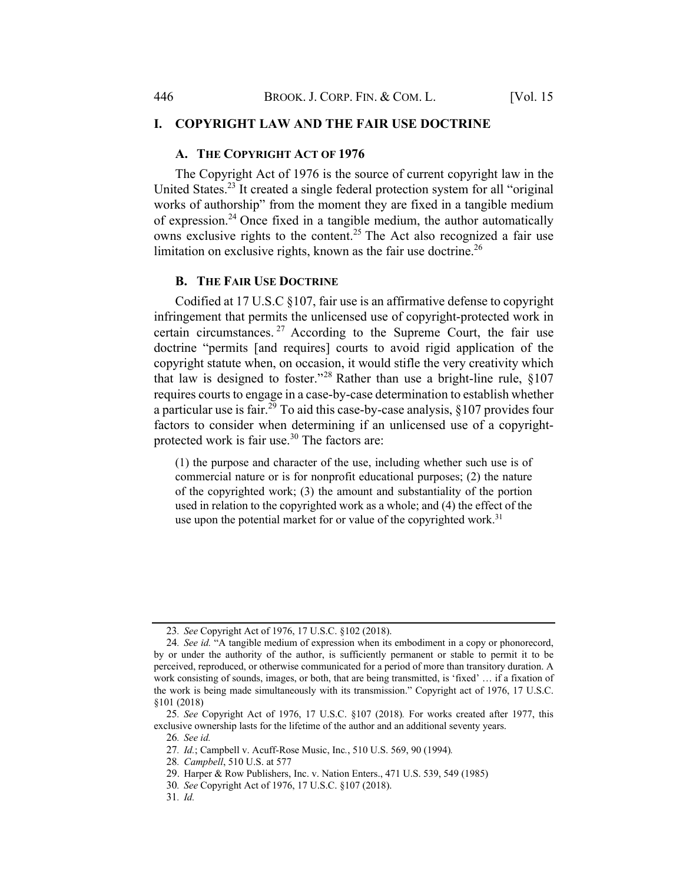# I. COPYRIGHT LAW AND THE FAIR USE DOCTRINE

## A. THE COPYRIGHT ACT OF 1976

The Copyright Act of 1976 is the source of current copyright law in the United States.[23] It created a single federal protection system for all "original works of authorship" from the moment they are fixed in a tangible medium of expression.[24] Once fixed in a tangible medium, the author automatically owns exclusive rights to the content.[25] The Act also recognized a fair use limitation on exclusive rights, known as the fair use doctrine.[26]

## B. THE FAIR USE DOCTRINE

Codified at 17 U.S.C §107, fair use is an affirmative defense to copyright infringement that permits the unlicensed use of copyright-protected work in certain circumstances.[27] According to the Supreme Court, the fair use doctrine "permits [and requires] courts to avoid rigid application of the copyright statute when, on occasion, it would stifle the very creativity which that law is designed to foster."[28] Rather than use a bright-line rule, §107 requires courts to engage in a case-by-case determination to establish whether a particular use is fair.[29] To aid this case-by-case analysis, §107 provides four factors to consider when determining if an unlicensed use of a copyright-protected work is fair use.[30] The factors are:

> (1) the purpose and character of the use, including whether such use is of commercial nature or is for nonprofit educational purposes; (2) the nature of the copyrighted work; (3) the amount and substantiality of the portion used in relation to the copyrighted work as a whole; and (4) the effect of the use upon the potential market for or value of the copyrighted work.[31]

---

23. *See* Copyright Act of 1976, 17 U.S.C. §102 (2018).

24. *See id.* "A tangible medium of expression when its embodiment in a copy or phonorecord, by or under the authority of the author, is sufficiently permanent or stable to permit it to be perceived, reproduced, or otherwise communicated for a period of more than transitory duration. A work consisting of sounds, images, or both, that are being transmitted, is 'fixed' … if a fixation of the work is being made simultaneously with its transmission." Copyright act of 1976, 17 U.S.C. §101 (2018)

25. *See* Copyright Act of 1976, 17 U.S.C. §107 (2018). For works created after 1977, this exclusive ownership lasts for the lifetime of the author and an additional seventy years.

26. *See id.*

27. *Id.*; Campbell v. Acuff-Rose Music, Inc., 510 U.S. 569, 90 (1994).

28. *Campbell*, 510 U.S. at 577

29. Harper & Row Publishers, Inc. v. Nation Enters., 471 U.S. 539, 549 (1985)

30. *See* Copyright Act of 1976, 17 U.S.C. §107 (2018).

31. *Id.*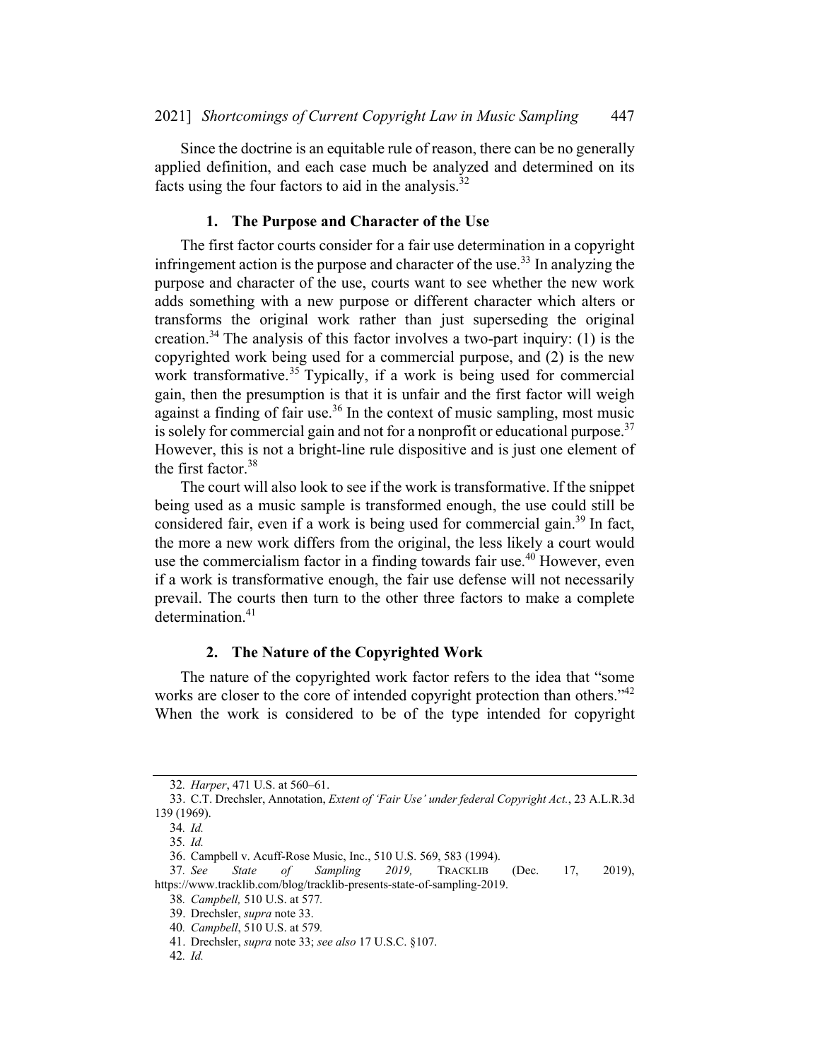Since the doctrine is an equitable rule of reason, there can be no generally applied definition, and each case much be analyzed and determined on its facts using the four factors to aid in the analysis.[32]

### 1. The Purpose and Character of the Use

The first factor courts consider for a fair use determination in a copyright infringement action is the purpose and character of the use.[33] In analyzing the purpose and character of the use, courts want to see whether the new work adds something with a new purpose or different character which alters or transforms the original work rather than just superseding the original creation.[34] The analysis of this factor involves a two-part inquiry: (1) is the copyrighted work being used for a commercial purpose, and (2) is the new work transformative.[35] Typically, if a work is being used for commercial gain, then the presumption is that it is unfair and the first factor will weigh against a finding of fair use.[36] In the context of music sampling, most music is solely for commercial gain and not for a nonprofit or educational purpose.[37] However, this is not a bright-line rule dispositive and is just one element of the first factor.[38]

The court will also look to see if the work is transformative. If the snippet being used as a music sample is transformed enough, the use could still be considered fair, even if a work is being used for commercial gain.[39] In fact, the more a new work differs from the original, the less likely a court would use the commercialism factor in a finding towards fair use.[40] However, even if a work is transformative enough, the fair use defense will not necessarily prevail. The courts then turn to the other three factors to make a complete determination.[41]

### 2. The Nature of the Copyrighted Work

The nature of the copyrighted work factor refers to the idea that "some works are closer to the core of intended copyright protection than others."[42] When the work is considered to be of the type intended for copyright

---

32. *Harper*, 471 U.S. at 560–61.

33. C.T. Drechsler, Annotation, *Extent of 'Fair Use' under federal Copyright Act.*, 23 A.L.R.3d 139 (1969).

34. *Id.*

35. *Id.*

36. Campbell v. Acuff-Rose Music, Inc., 510 U.S. 569, 583 (1994).

37. *See State of Sampling 2019,* TRACKLIB (Dec. 17, 2019), https://www.tracklib.com/blog/tracklib-presents-state-of-sampling-2019.

38. *Campbell,* 510 U.S. at 577.

39. Drechsler, *supra* note 33.

40. *Campbell*, 510 U.S. at 579.

41. Drechsler, *supra* note 33; *see also* 17 U.S.C. §107.

42. *Id.*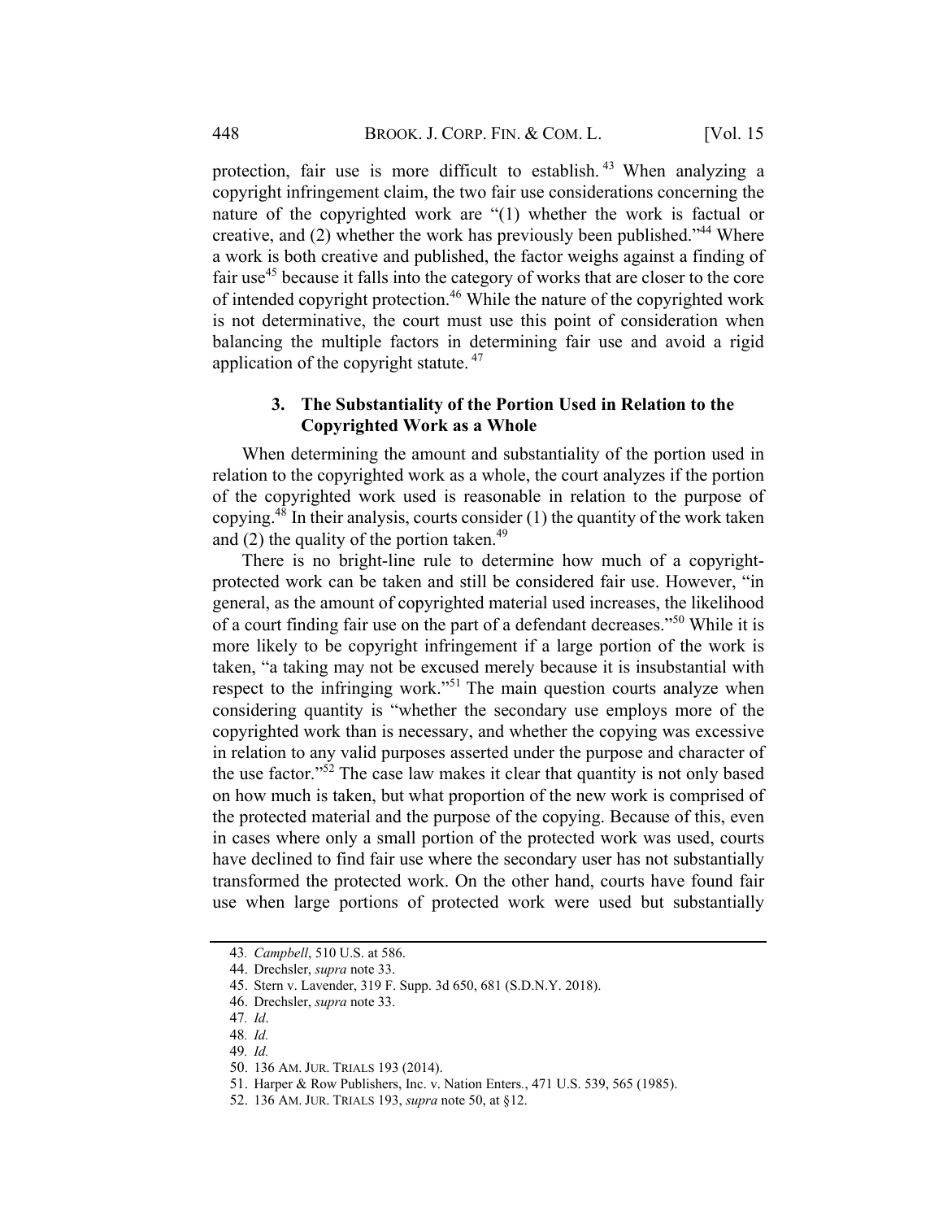protection, fair use is more difficult to establish.[43] When analyzing a copyright infringement claim, the two fair use considerations concerning the nature of the copyrighted work are "(1) whether the work is factual or creative, and (2) whether the work has previously been published."[44] Where a work is both creative and published, the factor weighs against a finding of fair use[45] because it falls into the category of works that are closer to the core of intended copyright protection.[46] While the nature of the copyrighted work is not determinative, the court must use this point of consideration when balancing the multiple factors in determining fair use and avoid a rigid application of the copyright statute.[47]

### 3. The Substantiality of the Portion Used in Relation to the Copyrighted Work as a Whole

When determining the amount and substantiality of the portion used in relation to the copyrighted work as a whole, the court analyzes if the portion of the copyrighted work used is reasonable in relation to the purpose of copying.[48] In their analysis, courts consider (1) the quantity of the work taken and (2) the quality of the portion taken.[49]

There is no bright-line rule to determine how much of a copyright-protected work can be taken and still be considered fair use. However, "in general, as the amount of copyrighted material used increases, the likelihood of a court finding fair use on the part of a defendant decreases."[50] While it is more likely to be copyright infringement if a large portion of the work is taken, "a taking may not be excused merely because it is insubstantial with respect to the infringing work."[51] The main question courts analyze when considering quantity is "whether the secondary use employs more of the copyrighted work than is necessary, and whether the copying was excessive in relation to any valid purposes asserted under the purpose and character of the use factor."[52] The case law makes it clear that quantity is not only based on how much is taken, but what proportion of the new work is comprised of the protected material and the purpose of the copying. Because of this, even in cases where only a small portion of the protected work was used, courts have declined to find fair use where the secondary user has not substantially transformed the protected work. On the other hand, courts have found fair use when large portions of protected work were used but substantially

---

43. *Campbell*, 510 U.S. at 586.
44. Drechsler, *supra* note 33.
45. Stern v. Lavender, 319 F. Supp. 3d 650, 681 (S.D.N.Y. 2018).
46. Drechsler, *supra* note 33.
47. *Id*.
48. *Id.*
49. *Id.*
50. 136 AM. JUR. TRIALS 193 (2014).
51. Harper & Row Publishers, Inc. v. Nation Enters., 471 U.S. 539, 565 (1985).
52. 136 AM. JUR. TRIALS 193, *supra* note 50, at §12.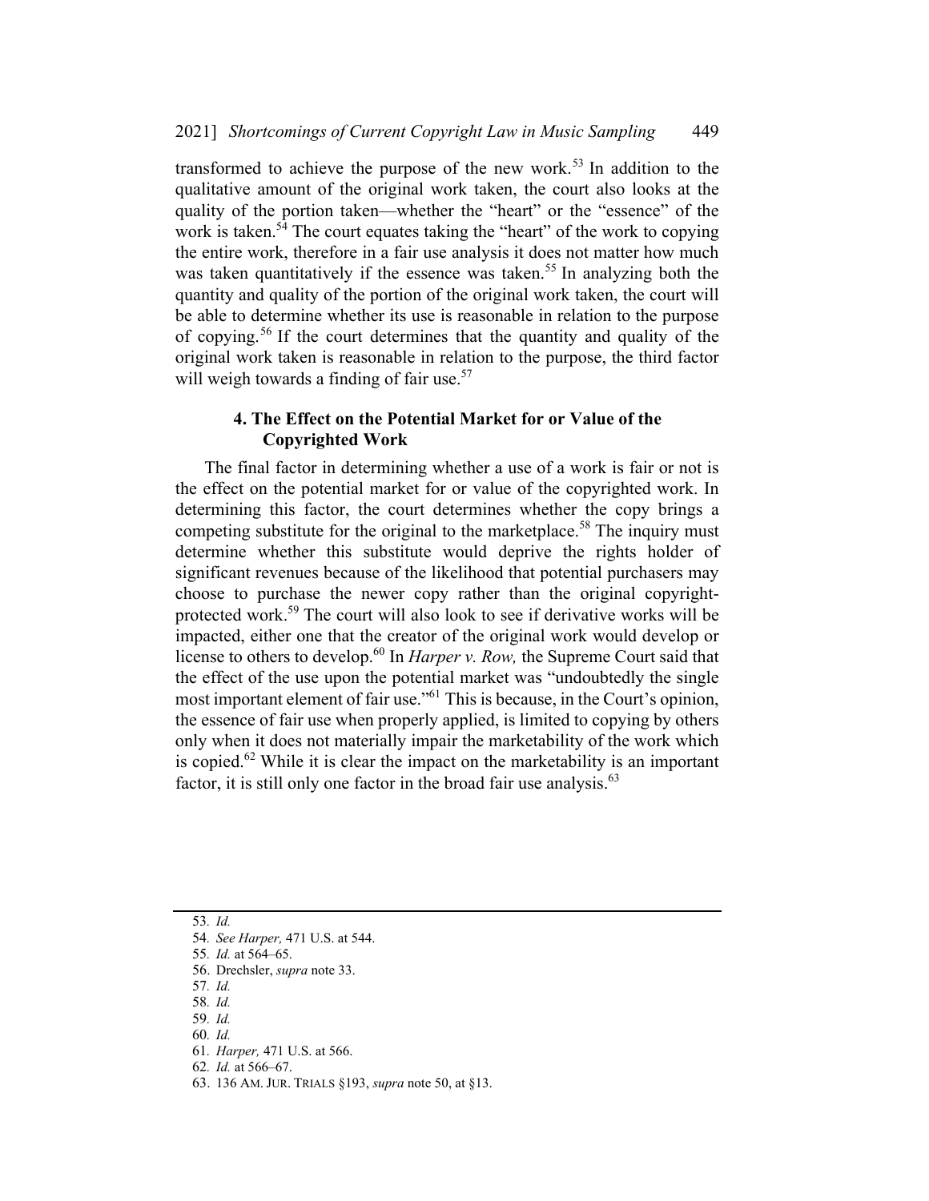transformed to achieve the purpose of the new work.[53] In addition to the qualitative amount of the original work taken, the court also looks at the quality of the portion taken—whether the "heart" or the "essence" of the work is taken.[54] The court equates taking the "heart" of the work to copying the entire work, therefore in a fair use analysis it does not matter how much was taken quantitatively if the essence was taken.[55] In analyzing both the quantity and quality of the portion of the original work taken, the court will be able to determine whether its use is reasonable in relation to the purpose of copying.[56] If the court determines that the quantity and quality of the original work taken is reasonable in relation to the purpose, the third factor will weigh towards a finding of fair use.[57]

### 4. The Effect on the Potential Market for or Value of the Copyrighted Work

The final factor in determining whether a use of a work is fair or not is the effect on the potential market for or value of the copyrighted work. In determining this factor, the court determines whether the copy brings a competing substitute for the original to the marketplace.[58] The inquiry must determine whether this substitute would deprive the rights holder of significant revenues because of the likelihood that potential purchasers may choose to purchase the newer copy rather than the original copyright-protected work.[59] The court will also look to see if derivative works will be impacted, either one that the creator of the original work would develop or license to others to develop.[60] In *Harper v. Row,* the Supreme Court said that the effect of the use upon the potential market was "undoubtedly the single most important element of fair use."[61] This is because, in the Court's opinion, the essence of fair use when properly applied, is limited to copying by others only when it does not materially impair the marketability of the work which is copied.[62] While it is clear the impact on the marketability is an important factor, it is still only one factor in the broad fair use analysis.[63]

---

53. *Id.*
54. *See Harper,* 471 U.S. at 544.
55. *Id.* at 564–65.
56. Drechsler, *supra* note 33.
57. *Id.*
58. *Id.*
59. *Id.*
60. *Id.*
61. *Harper,* 471 U.S. at 566.
62. *Id.* at 566–67.
63. 136 AM. JUR. TRIALS §193, *supra* note 50, at §13.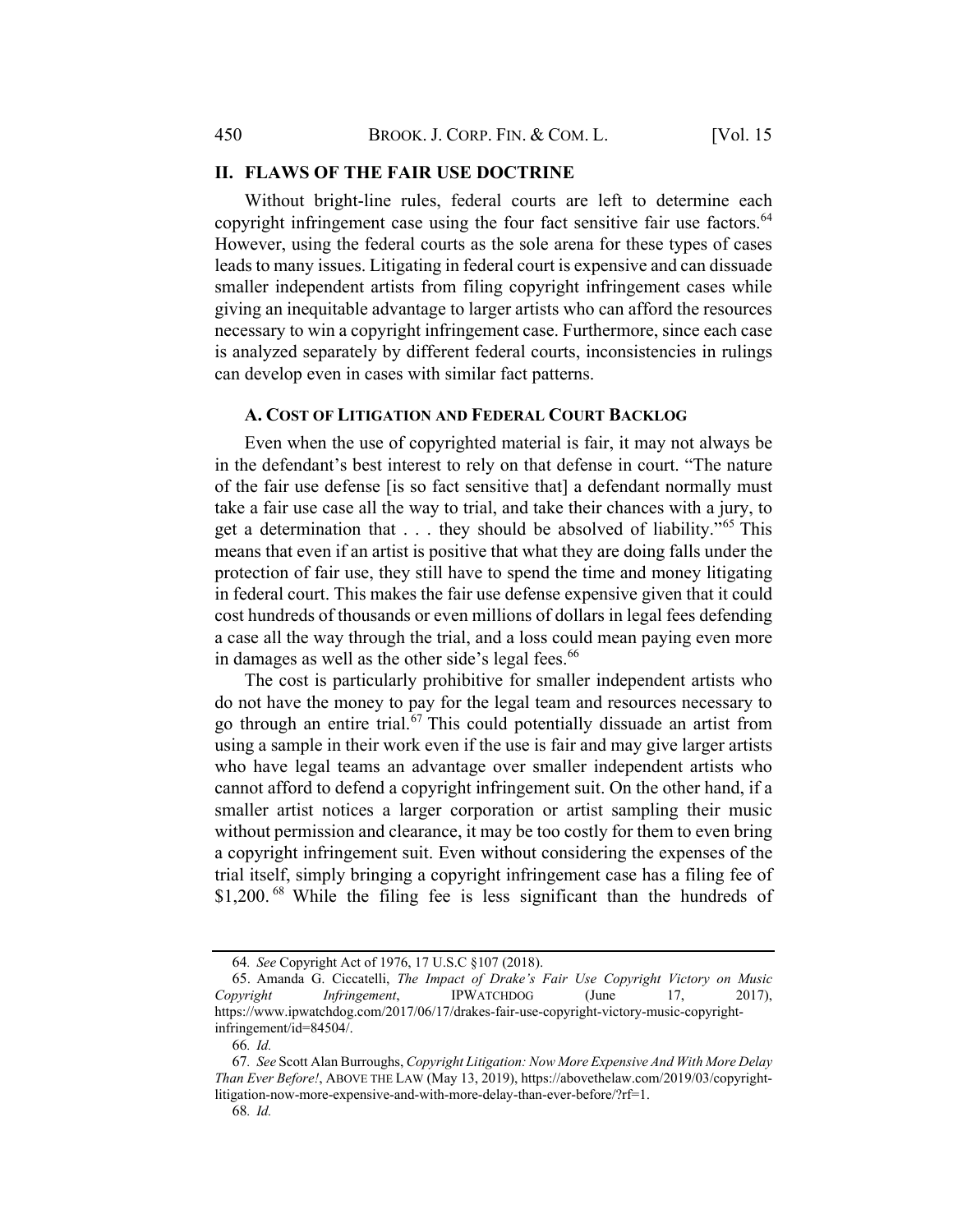## II. FLAWS OF THE FAIR USE DOCTRINE

Without bright-line rules, federal courts are left to determine each copyright infringement case using the four fact sensitive fair use factors.[64] However, using the federal courts as the sole arena for these types of cases leads to many issues. Litigating in federal court is expensive and can dissuade smaller independent artists from filing copyright infringement cases while giving an inequitable advantage to larger artists who can afford the resources necessary to win a copyright infringement case. Furthermore, since each case is analyzed separately by different federal courts, inconsistencies in rulings can develop even in cases with similar fact patterns.

### A. COST OF LITIGATION AND FEDERAL COURT BACKLOG

Even when the use of copyrighted material is fair, it may not always be in the defendant's best interest to rely on that defense in court. "The nature of the fair use defense [is so fact sensitive that] a defendant normally must take a fair use case all the way to trial, and take their chances with a jury, to get a determination that . . . they should be absolved of liability."[65] This means that even if an artist is positive that what they are doing falls under the protection of fair use, they still have to spend the time and money litigating in federal court. This makes the fair use defense expensive given that it could cost hundreds of thousands or even millions of dollars in legal fees defending a case all the way through the trial, and a loss could mean paying even more in damages as well as the other side's legal fees.[66]

The cost is particularly prohibitive for smaller independent artists who do not have the money to pay for the legal team and resources necessary to go through an entire trial.[67] This could potentially dissuade an artist from using a sample in their work even if the use is fair and may give larger artists who have legal teams an advantage over smaller independent artists who cannot afford to defend a copyright infringement suit. On the other hand, if a smaller artist notices a larger corporation or artist sampling their music without permission and clearance, it may be too costly for them to even bring a copyright infringement suit. Even without considering the expenses of the trial itself, simply bringing a copyright infringement case has a filing fee of $1,200.[68] While the filing fee is less significant than the hundreds of

---

64. *See* Copyright Act of 1976, 17 U.S.C §107 (2018).

65. Amanda G. Ciccatelli, *The Impact of Drake's Fair Use Copyright Victory on Music Copyright Infringement*, IPWATCHDOG (June 17, 2017), https://www.ipwatchdog.com/2017/06/17/drakes-fair-use-copyright-victory-music-copyright-infringement/id=84504/.

66. *Id.*

67. *See* Scott Alan Burroughs, *Copyright Litigation: Now More Expensive And With More Delay Than Ever Before!*, ABOVE THE LAW (May 13, 2019), https://abovethelaw.com/2019/03/copyright-litigation-now-more-expensive-and-with-more-delay-than-ever-before/?rf=1.

68. *Id.*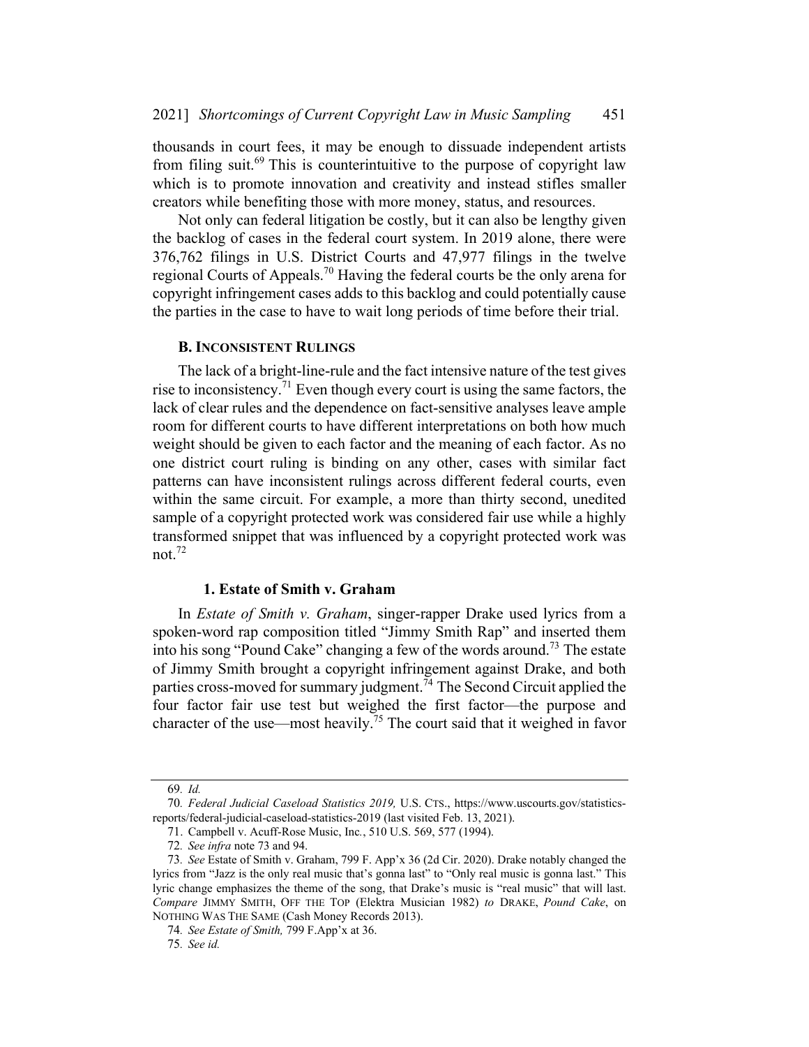thousands in court fees, it may be enough to dissuade independent artists from filing suit.[69] This is counterintuitive to the purpose of copyright law which is to promote innovation and creativity and instead stifles smaller creators while benefiting those with more money, status, and resources.

Not only can federal litigation be costly, but it can also be lengthy given the backlog of cases in the federal court system. In 2019 alone, there were 376,762 filings in U.S. District Courts and 47,977 filings in the twelve regional Courts of Appeals.[70] Having the federal courts be the only arena for copyright infringement cases adds to this backlog and could potentially cause the parties in the case to have to wait long periods of time before their trial.

### B. Inconsistent Rulings

The lack of a bright-line-rule and the fact intensive nature of the test gives rise to inconsistency.[71] Even though every court is using the same factors, the lack of clear rules and the dependence on fact-sensitive analyses leave ample room for different courts to have different interpretations on both how much weight should be given to each factor and the meaning of each factor. As no one district court ruling is binding on any other, cases with similar fact patterns can have inconsistent rulings across different federal courts, even within the same circuit. For example, a more than thirty second, unedited sample of a copyright protected work was considered fair use while a highly transformed snippet that was influenced by a copyright protected work was not.[72]

#### 1. Estate of Smith v. Graham

In *Estate of Smith v. Graham*, singer-rapper Drake used lyrics from a spoken-word rap composition titled "Jimmy Smith Rap" and inserted them into his song "Pound Cake" changing a few of the words around.[73] The estate of Jimmy Smith brought a copyright infringement against Drake, and both parties cross-moved for summary judgment.[74] The Second Circuit applied the four factor fair use test but weighed the first factor—the purpose and character of the use—most heavily.[75] The court said that it weighed in favor

---

69. *Id.*

70. *Federal Judicial Caseload Statistics 2019,* U.S. CTS., https://www.uscourts.gov/statistics-reports/federal-judicial-caseload-statistics-2019 (last visited Feb. 13, 2021).

71. Campbell v. Acuff-Rose Music, Inc*.*, 510 U.S. 569, 577 (1994).

72. *See infra* note 73 and 94.

73. *See* Estate of Smith v. Graham, 799 F. App'x 36 (2d Cir. 2020). Drake notably changed the lyrics from "Jazz is the only real music that's gonna last" to "Only real music is gonna last." This lyric change emphasizes the theme of the song, that Drake's music is "real music" that will last. *Compare* JIMMY SMITH, OFF THE TOP (Elektra Musician 1982) *to* DRAKE, *Pound Cake*, on NOTHING WAS THE SAME (Cash Money Records 2013).

74. *See Estate of Smith,* 799 F.App'x at 36.

75. *See id.*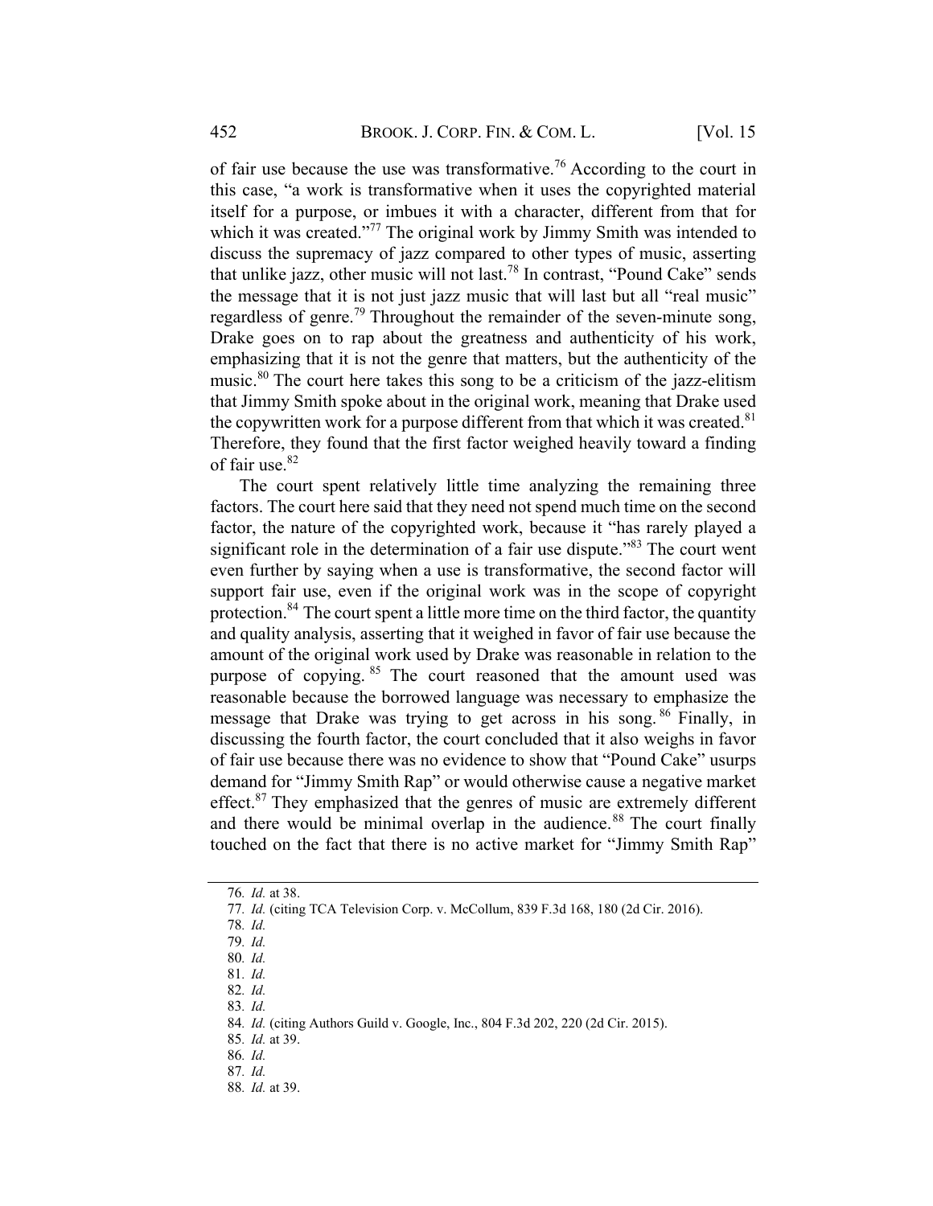of fair use because the use was transformative.[76] According to the court in this case, "a work is transformative when it uses the copyrighted material itself for a purpose, or imbues it with a character, different from that for which it was created."[77] The original work by Jimmy Smith was intended to discuss the supremacy of jazz compared to other types of music, asserting that unlike jazz, other music will not last.[78] In contrast, "Pound Cake" sends the message that it is not just jazz music that will last but all "real music" regardless of genre.[79] Throughout the remainder of the seven-minute song, Drake goes on to rap about the greatness and authenticity of his work, emphasizing that it is not the genre that matters, but the authenticity of the music.[80] The court here takes this song to be a criticism of the jazz-elitism that Jimmy Smith spoke about in the original work, meaning that Drake used the copywritten work for a purpose different from that which it was created.[81] Therefore, they found that the first factor weighed heavily toward a finding of fair use.[82]

The court spent relatively little time analyzing the remaining three factors. The court here said that they need not spend much time on the second factor, the nature of the copyrighted work, because it "has rarely played a significant role in the determination of a fair use dispute."[83] The court went even further by saying when a use is transformative, the second factor will support fair use, even if the original work was in the scope of copyright protection.[84] The court spent a little more time on the third factor, the quantity and quality analysis, asserting that it weighed in favor of fair use because the amount of the original work used by Drake was reasonable in relation to the purpose of copying.[85] The court reasoned that the amount used was reasonable because the borrowed language was necessary to emphasize the message that Drake was trying to get across in his song.[86] Finally, in discussing the fourth factor, the court concluded that it also weighs in favor of fair use because there was no evidence to show that "Pound Cake" usurps demand for "Jimmy Smith Rap" or would otherwise cause a negative market effect.[87] They emphasized that the genres of music are extremely different and there would be minimal overlap in the audience.[88] The court finally touched on the fact that there is no active market for "Jimmy Smith Rap"

76. *Id.* at 38.
77. *Id.* (citing TCA Television Corp. v. McCollum, 839 F.3d 168, 180 (2d Cir. 2016).
78. *Id.*
79. *Id.*
80. *Id.*
81. *Id.*
82. *Id.*
83. *Id.*
84. *Id.* (citing Authors Guild v. Google, Inc., 804 F.3d 202, 220 (2d Cir. 2015).
85. *Id.* at 39.
86. *Id.*
87. *Id.*
88. *Id.* at 39.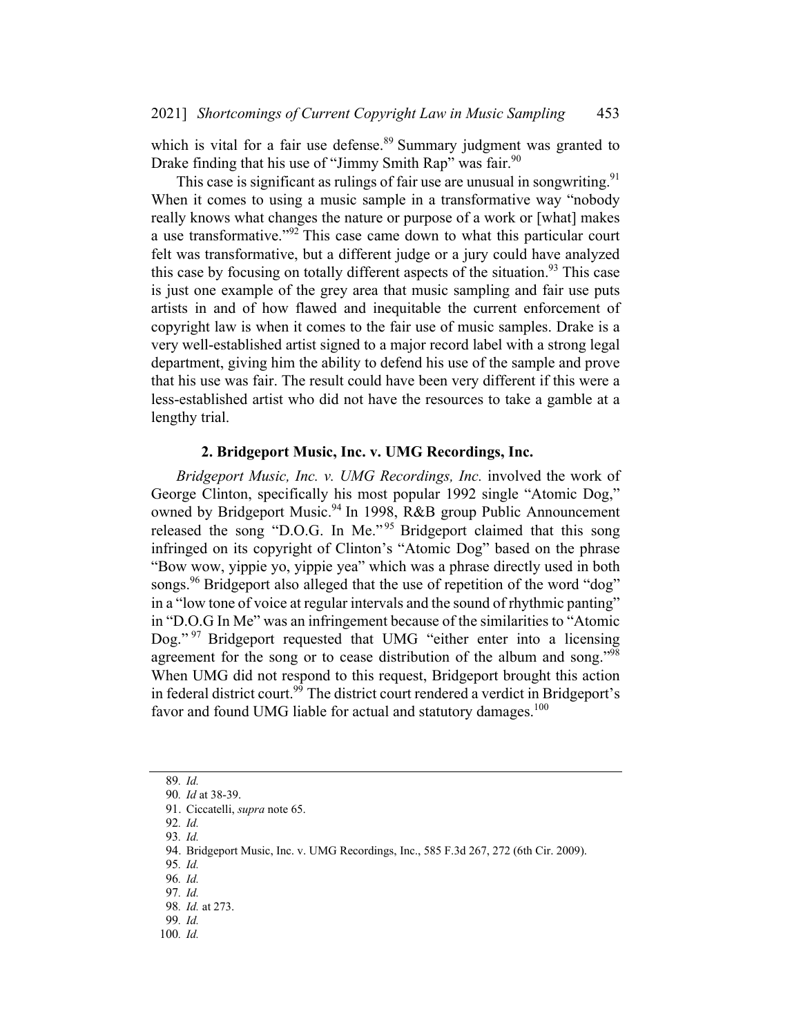which is vital for a fair use defense.[89] Summary judgment was granted to Drake finding that his use of "Jimmy Smith Rap" was fair.[90]

This case is significant as rulings of fair use are unusual in songwriting.[91] When it comes to using a music sample in a transformative way "nobody really knows what changes the nature or purpose of a work or [what] makes a use transformative."[92] This case came down to what this particular court felt was transformative, but a different judge or a jury could have analyzed this case by focusing on totally different aspects of the situation.[93] This case is just one example of the grey area that music sampling and fair use puts artists in and of how flawed and inequitable the current enforcement of copyright law is when it comes to the fair use of music samples. Drake is a very well-established artist signed to a major record label with a strong legal department, giving him the ability to defend his use of the sample and prove that his use was fair. The result could have been very different if this were a less-established artist who did not have the resources to take a gamble at a lengthy trial.

### 2. Bridgeport Music, Inc. v. UMG Recordings, Inc.

*Bridgeport Music, Inc. v. UMG Recordings, Inc.* involved the work of George Clinton, specifically his most popular 1992 single "Atomic Dog," owned by Bridgeport Music.[94] In 1998, R&B group Public Announcement released the song "D.O.G. In Me."[95] Bridgeport claimed that this song infringed on its copyright of Clinton's "Atomic Dog" based on the phrase "Bow wow, yippie yo, yippie yea" which was a phrase directly used in both songs.[96] Bridgeport also alleged that the use of repetition of the word "dog" in a "low tone of voice at regular intervals and the sound of rhythmic panting" in "D.O.G In Me" was an infringement because of the similarities to "Atomic Dog."[97] Bridgeport requested that UMG "either enter into a licensing agreement for the song or to cease distribution of the album and song."[98] When UMG did not respond to this request, Bridgeport brought this action in federal district court.[99] The district court rendered a verdict in Bridgeport's favor and found UMG liable for actual and statutory damages.[100]

---

89. *Id.*
90. *Id* at 38-39.
91. Ciccatelli, *supra* note 65.
92. *Id.*
93. *Id.*
94. Bridgeport Music, Inc. v. UMG Recordings, Inc., 585 F.3d 267, 272 (6th Cir. 2009).
95. *Id.*
96. *Id.*
97. *Id.*
98. *Id.* at 273.
99. *Id.*
100. *Id.*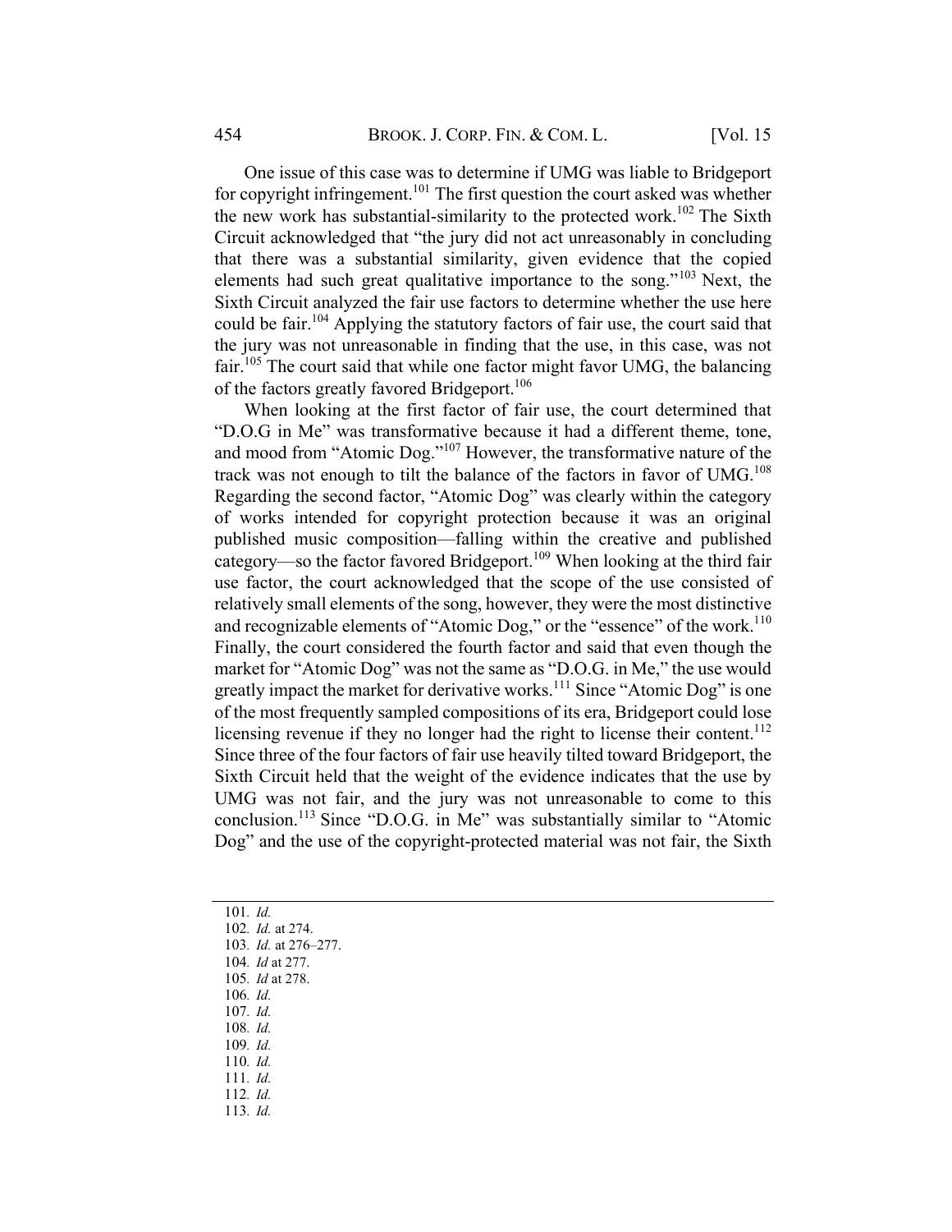One issue of this case was to determine if UMG was liable to Bridgeport for copyright infringement.[101] The first question the court asked was whether the new work has substantial-similarity to the protected work.[102] The Sixth Circuit acknowledged that "the jury did not act unreasonably in concluding that there was a substantial similarity, given evidence that the copied elements had such great qualitative importance to the song."[103] Next, the Sixth Circuit analyzed the fair use factors to determine whether the use here could be fair.[104] Applying the statutory factors of fair use, the court said that the jury was not unreasonable in finding that the use, in this case, was not fair.[105] The court said that while one factor might favor UMG, the balancing of the factors greatly favored Bridgeport.[106]

When looking at the first factor of fair use, the court determined that "D.O.G in Me" was transformative because it had a different theme, tone, and mood from "Atomic Dog."[107] However, the transformative nature of the track was not enough to tilt the balance of the factors in favor of UMG.[108] Regarding the second factor, "Atomic Dog" was clearly within the category of works intended for copyright protection because it was an original published music composition—falling within the creative and published category—so the factor favored Bridgeport.[109] When looking at the third fair use factor, the court acknowledged that the scope of the use consisted of relatively small elements of the song, however, they were the most distinctive and recognizable elements of "Atomic Dog," or the "essence" of the work.[110] Finally, the court considered the fourth factor and said that even though the market for "Atomic Dog" was not the same as "D.O.G. in Me," the use would greatly impact the market for derivative works.[111] Since "Atomic Dog" is one of the most frequently sampled compositions of its era, Bridgeport could lose licensing revenue if they no longer had the right to license their content.[112] Since three of the four factors of fair use heavily tilted toward Bridgeport, the Sixth Circuit held that the weight of the evidence indicates that the use by UMG was not fair, and the jury was not unreasonable to come to this conclusion.[113] Since "D.O.G. in Me" was substantially similar to "Atomic Dog" and the use of the copyright-protected material was not fair, the Sixth

---

101. *Id.*
102. *Id.* at 274.
103. *Id.* at 276–277.
104. *Id* at 277.
105. *Id* at 278.
106. *Id.*
107. *Id.*
108. *Id.*
109. *Id.*
110. *Id.*
111. *Id.*
112. *Id.*
113. *Id.*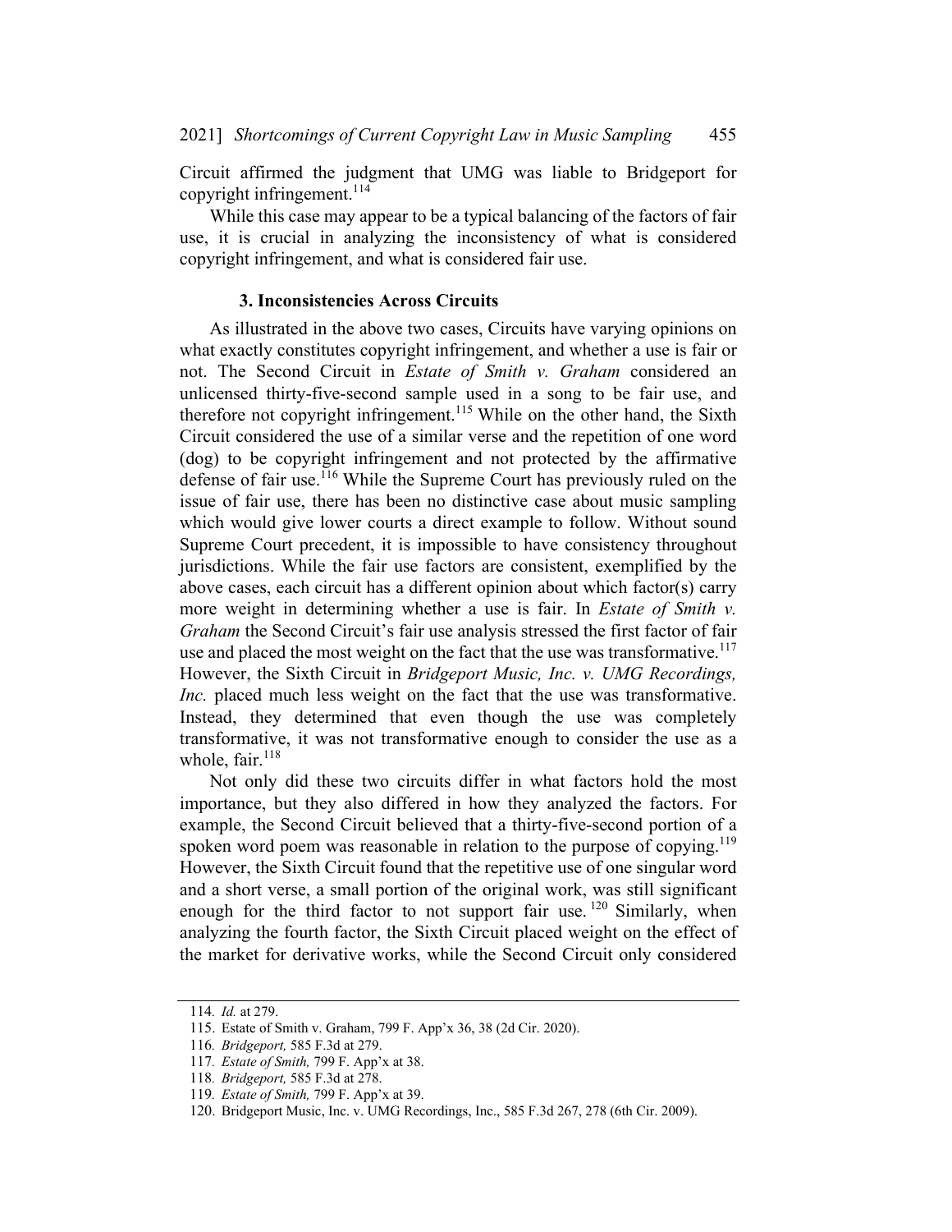Circuit affirmed the judgment that UMG was liable to Bridgeport for copyright infringement.[114]

While this case may appear to be a typical balancing of the factors of fair use, it is crucial in analyzing the inconsistency of what is considered copyright infringement, and what is considered fair use.

### 3. Inconsistencies Across Circuits

As illustrated in the above two cases, Circuits have varying opinions on what exactly constitutes copyright infringement, and whether a use is fair or not. The Second Circuit in *Estate of Smith v. Graham* considered an unlicensed thirty-five-second sample used in a song to be fair use, and therefore not copyright infringement.[115] While on the other hand, the Sixth Circuit considered the use of a similar verse and the repetition of one word (dog) to be copyright infringement and not protected by the affirmative defense of fair use.[116] While the Supreme Court has previously ruled on the issue of fair use, there has been no distinctive case about music sampling which would give lower courts a direct example to follow. Without sound Supreme Court precedent, it is impossible to have consistency throughout jurisdictions. While the fair use factors are consistent, exemplified by the above cases, each circuit has a different opinion about which factor(s) carry more weight in determining whether a use is fair. In *Estate of Smith v. Graham* the Second Circuit's fair use analysis stressed the first factor of fair use and placed the most weight on the fact that the use was transformative.[117] However, the Sixth Circuit in *Bridgeport Music, Inc. v. UMG Recordings, Inc.* placed much less weight on the fact that the use was transformative. Instead, they determined that even though the use was completely transformative, it was not transformative enough to consider the use as a whole, fair.[118]

Not only did these two circuits differ in what factors hold the most importance, but they also differed in how they analyzed the factors. For example, the Second Circuit believed that a thirty-five-second portion of a spoken word poem was reasonable in relation to the purpose of copying.[119] However, the Sixth Circuit found that the repetitive use of one singular word and a short verse, a small portion of the original work, was still significant enough for the third factor to not support fair use.[120] Similarly, when analyzing the fourth factor, the Sixth Circuit placed weight on the effect of the market for derivative works, while the Second Circuit only considered

---

114. *Id.* at 279.

115. Estate of Smith v. Graham, 799 F. App'x 36, 38 (2d Cir. 2020).

116. *Bridgeport,* 585 F.3d at 279.

117. *Estate of Smith,* 799 F. App'x at 38.

118. *Bridgeport,* 585 F.3d at 278.

119. *Estate of Smith,* 799 F. App'x at 39.

120. Bridgeport Music, Inc. v. UMG Recordings, Inc., 585 F.3d 267, 278 (6th Cir. 2009).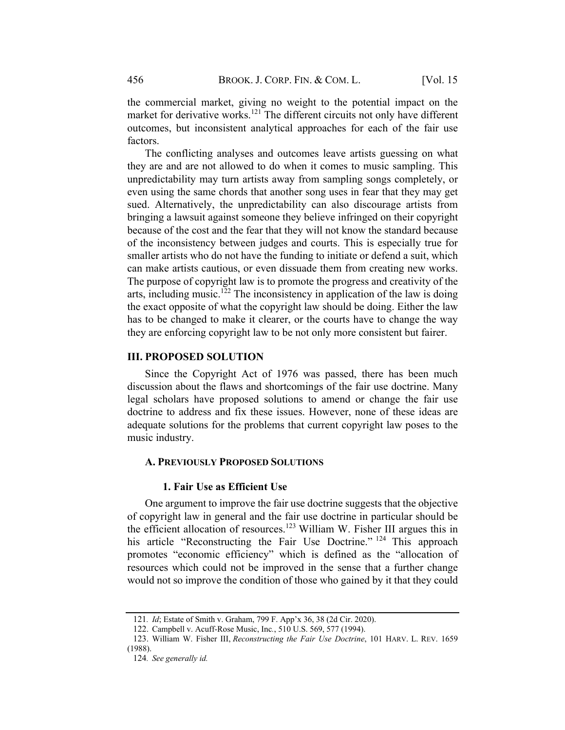the commercial market, giving no weight to the potential impact on the market for derivative works.[121] The different circuits not only have different outcomes, but inconsistent analytical approaches for each of the fair use factors.

The conflicting analyses and outcomes leave artists guessing on what they are and are not allowed to do when it comes to music sampling. This unpredictability may turn artists away from sampling songs completely, or even using the same chords that another song uses in fear that they may get sued. Alternatively, the unpredictability can also discourage artists from bringing a lawsuit against someone they believe infringed on their copyright because of the cost and the fear that they will not know the standard because of the inconsistency between judges and courts. This is especially true for smaller artists who do not have the funding to initiate or defend a suit, which can make artists cautious, or even dissuade them from creating new works. The purpose of copyright law is to promote the progress and creativity of the arts, including music.[122] The inconsistency in application of the law is doing the exact opposite of what the copyright law should be doing. Either the law has to be changed to make it clearer, or the courts have to change the way they are enforcing copyright law to be not only more consistent but fairer.

## III. PROPOSED SOLUTION

Since the Copyright Act of 1976 was passed, there has been much discussion about the flaws and shortcomings of the fair use doctrine. Many legal scholars have proposed solutions to amend or change the fair use doctrine to address and fix these issues. However, none of these ideas are adequate solutions for the problems that current copyright law poses to the music industry.

### A. PREVIOUSLY PROPOSED SOLUTIONS

#### 1. Fair Use as Efficient Use

One argument to improve the fair use doctrine suggests that the objective of copyright law in general and the fair use doctrine in particular should be the efficient allocation of resources.[123] William W. Fisher III argues this in his article "Reconstructing the Fair Use Doctrine." [124] This approach promotes "economic efficiency" which is defined as the "allocation of resources which could not be improved in the sense that a further change would not so improve the condition of those who gained by it that they could

---

121. *Id*; Estate of Smith v. Graham, 799 F. App'x 36, 38 (2d Cir. 2020).

122. Campbell v. Acuff-Rose Music, Inc., 510 U.S. 569, 577 (1994).

123. William W. Fisher III, *Reconstructing the Fair Use Doctrine*, 101 HARV. L. REV. 1659 (1988).

124. *See generally id.*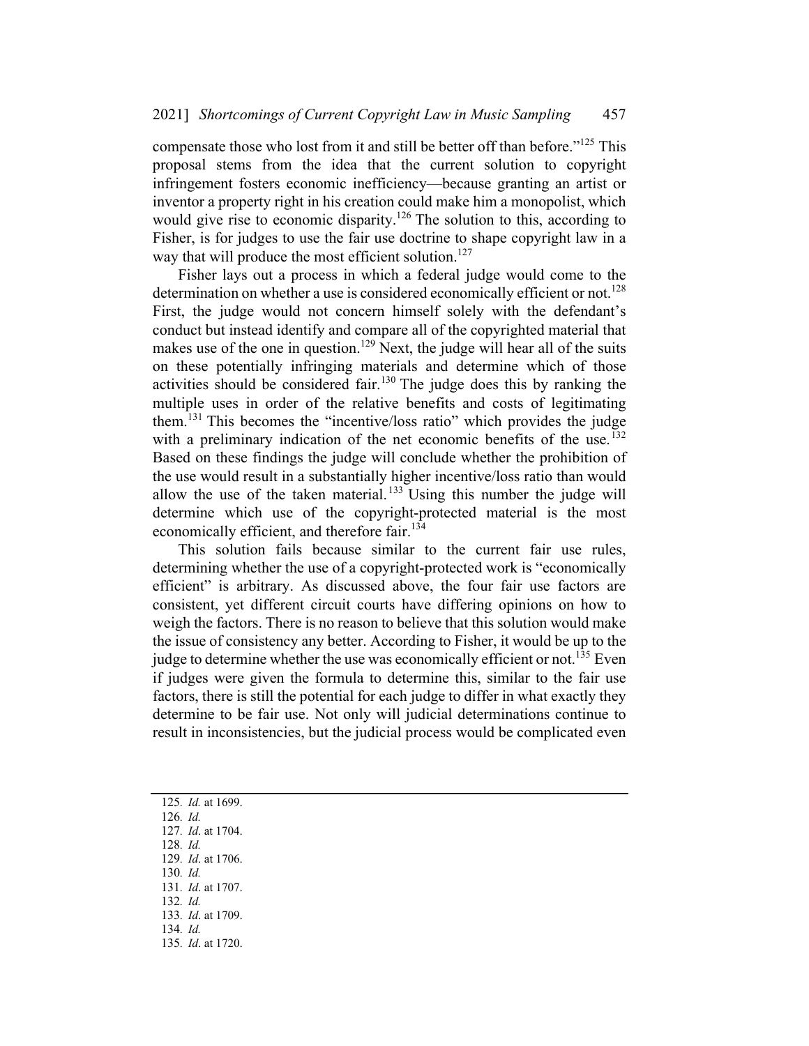compensate those who lost from it and still be better off than before."[125] This proposal stems from the idea that the current solution to copyright infringement fosters economic inefficiency—because granting an artist or inventor a property right in his creation could make him a monopolist, which would give rise to economic disparity.[126] The solution to this, according to Fisher, is for judges to use the fair use doctrine to shape copyright law in a way that will produce the most efficient solution.[127]

Fisher lays out a process in which a federal judge would come to the determination on whether a use is considered economically efficient or not.[128] First, the judge would not concern himself solely with the defendant's conduct but instead identify and compare all of the copyrighted material that makes use of the one in question.[129] Next, the judge will hear all of the suits on these potentially infringing materials and determine which of those activities should be considered fair.[130] The judge does this by ranking the multiple uses in order of the relative benefits and costs of legitimating them.[131] This becomes the "incentive/loss ratio" which provides the judge with a preliminary indication of the net economic benefits of the use.[132] Based on these findings the judge will conclude whether the prohibition of the use would result in a substantially higher incentive/loss ratio than would allow the use of the taken material.[133] Using this number the judge will determine which use of the copyright-protected material is the most economically efficient, and therefore fair.[134]

This solution fails because similar to the current fair use rules, determining whether the use of a copyright-protected work is "economically efficient" is arbitrary. As discussed above, the four fair use factors are consistent, yet different circuit courts have differing opinions on how to weigh the factors. There is no reason to believe that this solution would make the issue of consistency any better. According to Fisher, it would be up to the judge to determine whether the use was economically efficient or not.[135] Even if judges were given the formula to determine this, similar to the fair use factors, there is still the potential for each judge to differ in what exactly they determine to be fair use. Not only will judicial determinations continue to result in inconsistencies, but the judicial process would be complicated even

---

125. *Id.* at 1699.
126. *Id.*
127. *Id*. at 1704.
128. *Id.*
129. *Id*. at 1706.
130. *Id.*
131. *Id*. at 1707.
132. *Id.*
133. *Id*. at 1709.
134. *Id.*
135. *Id*. at 1720.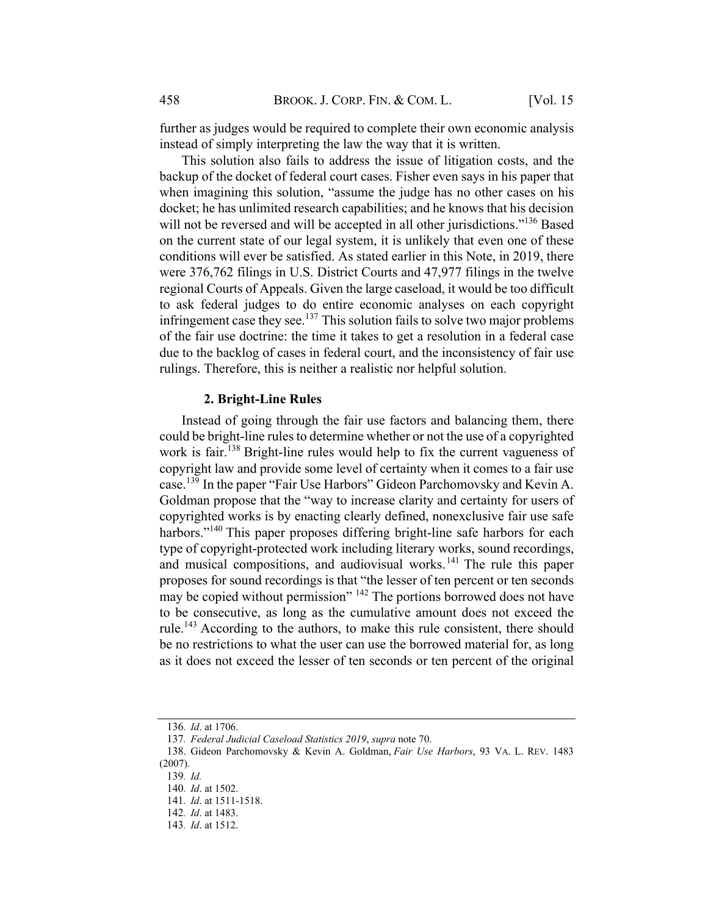further as judges would be required to complete their own economic analysis instead of simply interpreting the law the way that it is written.

This solution also fails to address the issue of litigation costs, and the backup of the docket of federal court cases. Fisher even says in his paper that when imagining this solution, "assume the judge has no other cases on his docket; he has unlimited research capabilities; and he knows that his decision will not be reversed and will be accepted in all other jurisdictions."[136] Based on the current state of our legal system, it is unlikely that even one of these conditions will ever be satisfied. As stated earlier in this Note, in 2019, there were 376,762 filings in U.S. District Courts and 47,977 filings in the twelve regional Courts of Appeals. Given the large caseload, it would be too difficult to ask federal judges to do entire economic analyses on each copyright infringement case they see.[137] This solution fails to solve two major problems of the fair use doctrine: the time it takes to get a resolution in a federal case due to the backlog of cases in federal court, and the inconsistency of fair use rulings. Therefore, this is neither a realistic nor helpful solution.

#### 2. Bright-Line Rules

Instead of going through the fair use factors and balancing them, there could be bright-line rules to determine whether or not the use of a copyrighted work is fair.[138] Bright-line rules would help to fix the current vagueness of copyright law and provide some level of certainty when it comes to a fair use case.[139] In the paper "Fair Use Harbors" Gideon Parchomovsky and Kevin A. Goldman propose that the "way to increase clarity and certainty for users of copyrighted works is by enacting clearly defined, nonexclusive fair use safe harbors."[140] This paper proposes differing bright-line safe harbors for each type of copyright-protected work including literary works, sound recordings, and musical compositions, and audiovisual works.[141] The rule this paper proposes for sound recordings is that "the lesser of ten percent or ten seconds may be copied without permission" [142] The portions borrowed does not have to be consecutive, as long as the cumulative amount does not exceed the rule.[143] According to the authors, to make this rule consistent, there should be no restrictions to what the user can use the borrowed material for, as long as it does not exceed the lesser of ten seconds or ten percent of the original

---

136. *Id*. at 1706.

137. *Federal Judicial Caseload Statistics 2019*, *supra* note 70.

138. Gideon Parchomovsky & Kevin A. Goldman, *Fair Use Harbors*, 93 VA. L. REV. 1483 (2007).

139. *Id.*

140. *Id*. at 1502.

141. *Id*. at 1511-1518.

142. *Id*. at 1483.

143. *Id*. at 1512.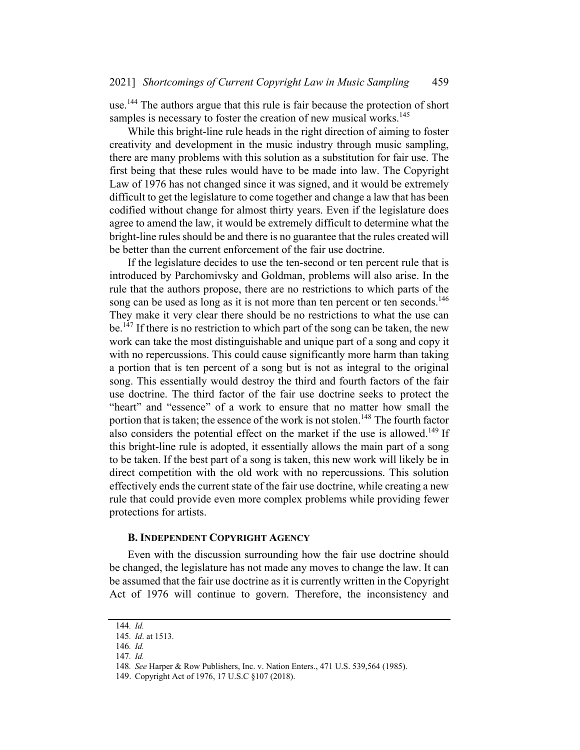use.[144] The authors argue that this rule is fair because the protection of short samples is necessary to foster the creation of new musical works.[145]

While this bright-line rule heads in the right direction of aiming to foster creativity and development in the music industry through music sampling, there are many problems with this solution as a substitution for fair use. The first being that these rules would have to be made into law. The Copyright Law of 1976 has not changed since it was signed, and it would be extremely difficult to get the legislature to come together and change a law that has been codified without change for almost thirty years. Even if the legislature does agree to amend the law, it would be extremely difficult to determine what the bright-line rules should be and there is no guarantee that the rules created will be better than the current enforcement of the fair use doctrine.

If the legislature decides to use the ten-second or ten percent rule that is introduced by Parchomivsky and Goldman, problems will also arise. In the rule that the authors propose, there are no restrictions to which parts of the song can be used as long as it is not more than ten percent or ten seconds.[146] They make it very clear there should be no restrictions to what the use can be.[147] If there is no restriction to which part of the song can be taken, the new work can take the most distinguishable and unique part of a song and copy it with no repercussions. This could cause significantly more harm than taking a portion that is ten percent of a song but is not as integral to the original song. This essentially would destroy the third and fourth factors of the fair use doctrine. The third factor of the fair use doctrine seeks to protect the "heart" and "essence" of a work to ensure that no matter how small the portion that is taken; the essence of the work is not stolen.[148] The fourth factor also considers the potential effect on the market if the use is allowed.[149] If this bright-line rule is adopted, it essentially allows the main part of a song to be taken. If the best part of a song is taken, this new work will likely be in direct competition with the old work with no repercussions. This solution effectively ends the current state of the fair use doctrine, while creating a new rule that could provide even more complex problems while providing fewer protections for artists.

### B. Independent Copyright Agency

Even with the discussion surrounding how the fair use doctrine should be changed, the legislature has not made any moves to change the law. It can be assumed that the fair use doctrine as it is currently written in the Copyright Act of 1976 will continue to govern. Therefore, the inconsistency and

---

144. *Id.*
145. *Id*. at 1513.
146. *Id.*
147. *Id.*
148. *See* Harper & Row Publishers, Inc. v. Nation Enters., 471 U.S. 539,564 (1985).
149. Copyright Act of 1976, 17 U.S.C §107 (2018).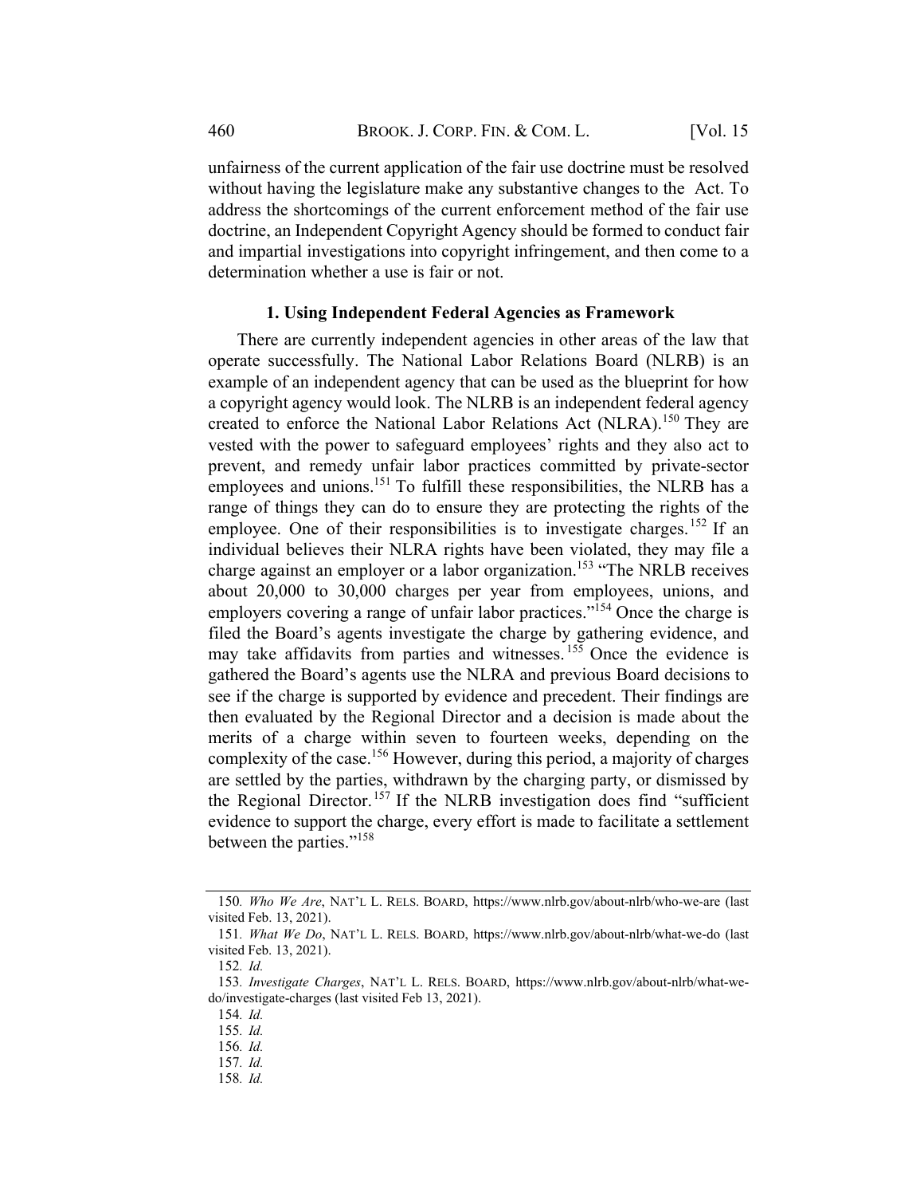unfairness of the current application of the fair use doctrine must be resolved without having the legislature make any substantive changes to the Act. To address the shortcomings of the current enforcement method of the fair use doctrine, an Independent Copyright Agency should be formed to conduct fair and impartial investigations into copyright infringement, and then come to a determination whether a use is fair or not.

### 1. Using Independent Federal Agencies as Framework

There are currently independent agencies in other areas of the law that operate successfully. The National Labor Relations Board (NLRB) is an example of an independent agency that can be used as the blueprint for how a copyright agency would look. The NLRB is an independent federal agency created to enforce the National Labor Relations Act (NLRA).[150] They are vested with the power to safeguard employees' rights and they also act to prevent, and remedy unfair labor practices committed by private-sector employees and unions.[151] To fulfill these responsibilities, the NLRB has a range of things they can do to ensure they are protecting the rights of the employee. One of their responsibilities is to investigate charges.[152] If an individual believes their NLRA rights have been violated, they may file a charge against an employer or a labor organization.[153] "The NRLB receives about 20,000 to 30,000 charges per year from employees, unions, and employers covering a range of unfair labor practices."[154] Once the charge is filed the Board's agents investigate the charge by gathering evidence, and may take affidavits from parties and witnesses.[155] Once the evidence is gathered the Board's agents use the NLRA and previous Board decisions to see if the charge is supported by evidence and precedent. Their findings are then evaluated by the Regional Director and a decision is made about the merits of a charge within seven to fourteen weeks, depending on the complexity of the case.[156] However, during this period, a majority of charges are settled by the parties, withdrawn by the charging party, or dismissed by the Regional Director.[157] If the NLRB investigation does find "sufficient evidence to support the charge, every effort is made to facilitate a settlement between the parties."[158]

---

150. *Who We Are*, NAT'L L. RELS. BOARD, https://www.nlrb.gov/about-nlrb/who-we-are (last visited Feb. 13, 2021).

151. *What We Do*, NAT'L L. RELS. BOARD, https://www.nlrb.gov/about-nlrb/what-we-do (last visited Feb. 13, 2021).

152. *Id.*

153. *Investigate Charges*, NAT'L L. RELS. BOARD, https://www.nlrb.gov/about-nlrb/what-we-do/investigate-charges (last visited Feb 13, 2021).

154. *Id.*

155. *Id.*

156. *Id.*

157. *Id.*

158. *Id.*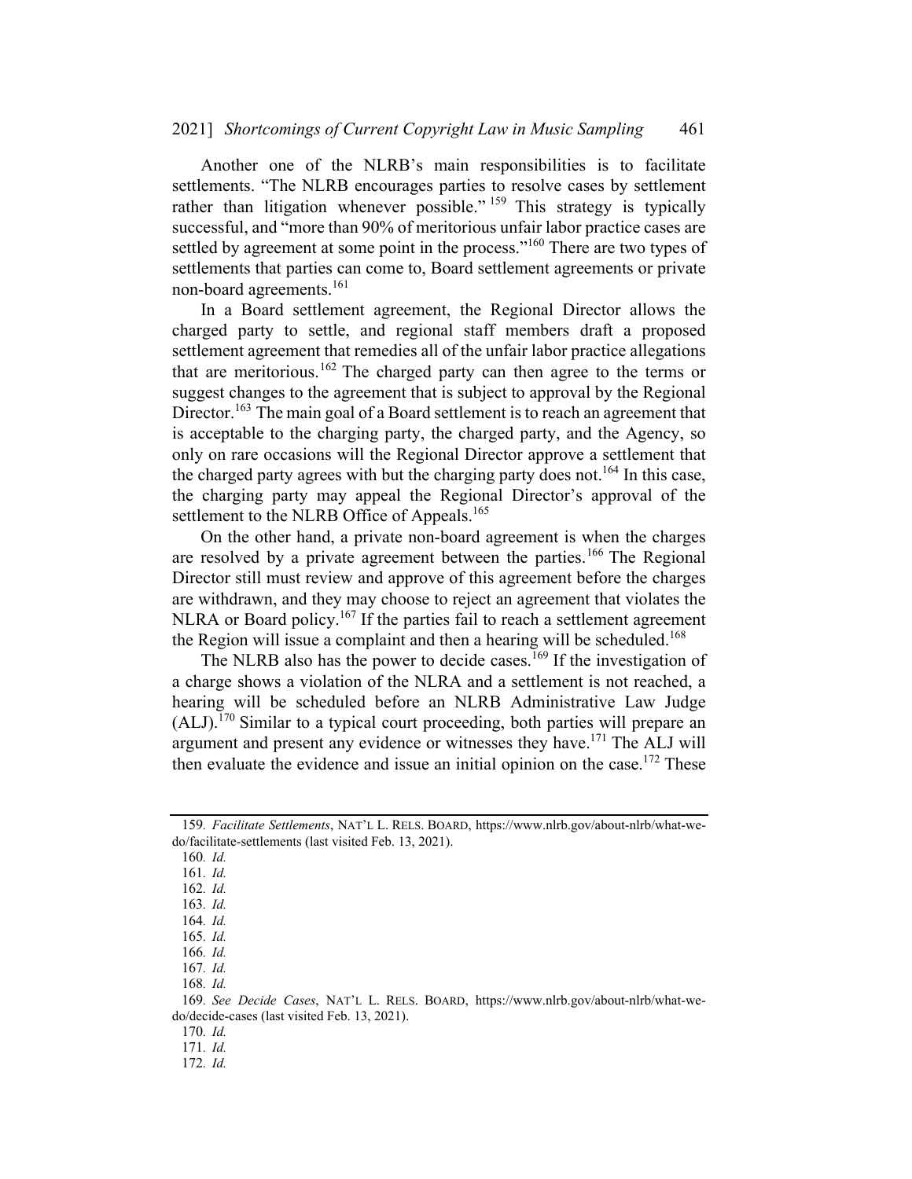Another one of the NLRB's main responsibilities is to facilitate settlements. "The NLRB encourages parties to resolve cases by settlement rather than litigation whenever possible."[159] This strategy is typically successful, and "more than 90% of meritorious unfair labor practice cases are settled by agreement at some point in the process."[160] There are two types of settlements that parties can come to, Board settlement agreements or private non-board agreements.[161]

In a Board settlement agreement, the Regional Director allows the charged party to settle, and regional staff members draft a proposed settlement agreement that remedies all of the unfair labor practice allegations that are meritorious.[162] The charged party can then agree to the terms or suggest changes to the agreement that is subject to approval by the Regional Director.[163] The main goal of a Board settlement is to reach an agreement that is acceptable to the charging party, the charged party, and the Agency, so only on rare occasions will the Regional Director approve a settlement that the charged party agrees with but the charging party does not.[164] In this case, the charging party may appeal the Regional Director's approval of the settlement to the NLRB Office of Appeals.[165]

On the other hand, a private non-board agreement is when the charges are resolved by a private agreement between the parties.[166] The Regional Director still must review and approve of this agreement before the charges are withdrawn, and they may choose to reject an agreement that violates the NLRA or Board policy.[167] If the parties fail to reach a settlement agreement the Region will issue a complaint and then a hearing will be scheduled.[168]

The NLRB also has the power to decide cases.[169] If the investigation of a charge shows a violation of the NLRA and a settlement is not reached, a hearing will be scheduled before an NLRB Administrative Law Judge (ALJ).[170] Similar to a typical court proceeding, both parties will prepare an argument and present any evidence or witnesses they have.[171] The ALJ will then evaluate the evidence and issue an initial opinion on the case.[172] These

---

159. *Facilitate Settlements*, NAT'L L. RELS. BOARD, https://www.nlrb.gov/about-nlrb/what-we-do/facilitate-settlements (last visited Feb. 13, 2021).

160. *Id.*

161. *Id.*

162. *Id.*

163. *Id.*

164. *Id.*

165. *Id.*

166. *Id.*

167. *Id.*

168. *Id.*

169. *See Decide Cases*, NAT'L L. RELS. BOARD, https://www.nlrb.gov/about-nlrb/what-we-do/decide-cases (last visited Feb. 13, 2021).

170. *Id.*

171. *Id.*

172. *Id.*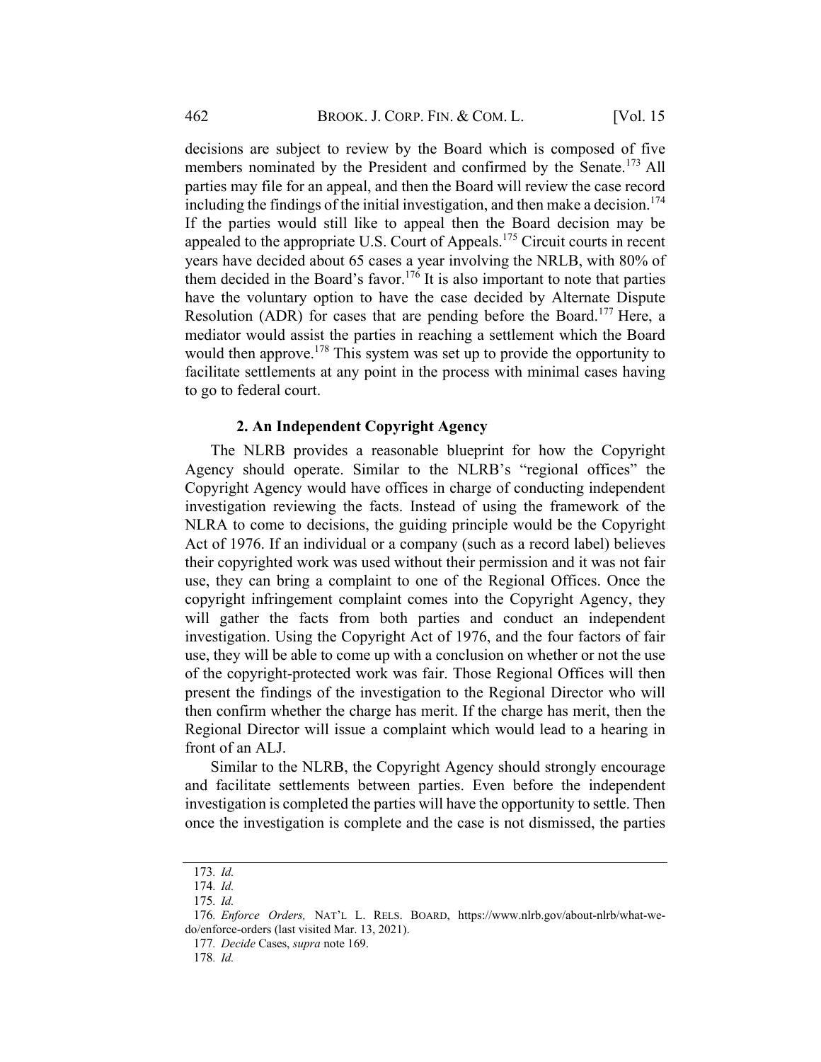decisions are subject to review by the Board which is composed of five members nominated by the President and confirmed by the Senate.[173] All parties may file for an appeal, and then the Board will review the case record including the findings of the initial investigation, and then make a decision.[174] If the parties would still like to appeal then the Board decision may be appealed to the appropriate U.S. Court of Appeals.[175] Circuit courts in recent years have decided about 65 cases a year involving the NRLB, with 80% of them decided in the Board's favor.[176] It is also important to note that parties have the voluntary option to have the case decided by Alternate Dispute Resolution (ADR) for cases that are pending before the Board.[177] Here, a mediator would assist the parties in reaching a settlement which the Board would then approve.[178] This system was set up to provide the opportunity to facilitate settlements at any point in the process with minimal cases having to go to federal court.

### 2. An Independent Copyright Agency

The NLRB provides a reasonable blueprint for how the Copyright Agency should operate. Similar to the NLRB's "regional offices" the Copyright Agency would have offices in charge of conducting independent investigation reviewing the facts. Instead of using the framework of the NLRA to come to decisions, the guiding principle would be the Copyright Act of 1976. If an individual or a company (such as a record label) believes their copyrighted work was used without their permission and it was not fair use, they can bring a complaint to one of the Regional Offices. Once the copyright infringement complaint comes into the Copyright Agency, they will gather the facts from both parties and conduct an independent investigation. Using the Copyright Act of 1976, and the four factors of fair use, they will be able to come up with a conclusion on whether or not the use of the copyright-protected work was fair. Those Regional Offices will then present the findings of the investigation to the Regional Director who will then confirm whether the charge has merit. If the charge has merit, then the Regional Director will issue a complaint which would lead to a hearing in front of an ALJ.

Similar to the NLRB, the Copyright Agency should strongly encourage and facilitate settlements between parties. Even before the independent investigation is completed the parties will have the opportunity to settle. Then once the investigation is complete and the case is not dismissed, the parties

---

173. *Id.*

174. *Id.*

175. *Id.*

176. *Enforce Orders,* NAT'L L. RELS. BOARD, https://www.nlrb.gov/about-nlrb/what-we-do/enforce-orders (last visited Mar. 13, 2021).

177. *Decide* Cases, *supra* note 169.

178. *Id.*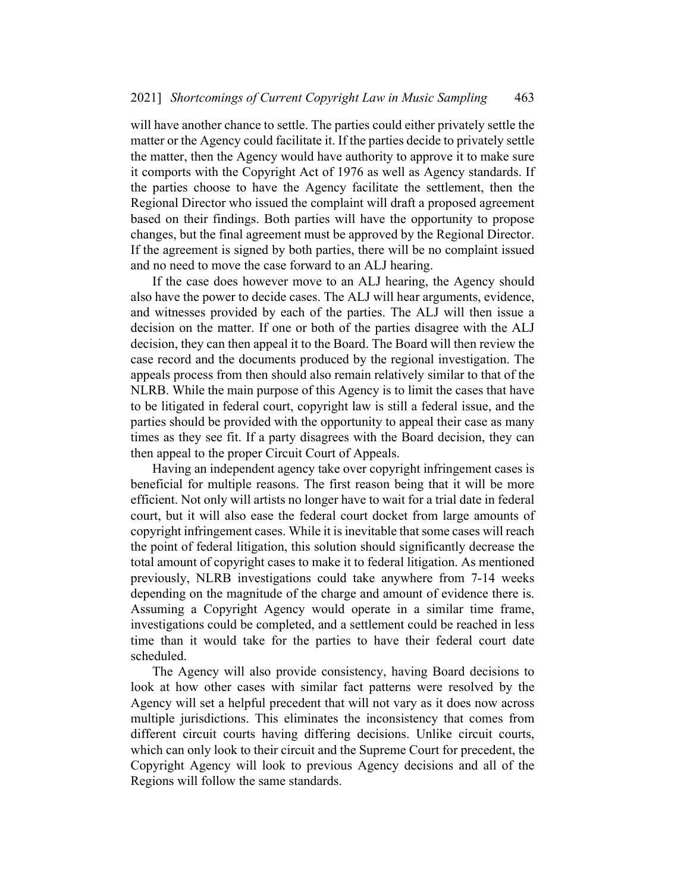will have another chance to settle. The parties could either privately settle the matter or the Agency could facilitate it. If the parties decide to privately settle the matter, then the Agency would have authority to approve it to make sure it comports with the Copyright Act of 1976 as well as Agency standards. If the parties choose to have the Agency facilitate the settlement, then the Regional Director who issued the complaint will draft a proposed agreement based on their findings. Both parties will have the opportunity to propose changes, but the final agreement must be approved by the Regional Director. If the agreement is signed by both parties, there will be no complaint issued and no need to move the case forward to an ALJ hearing.

If the case does however move to an ALJ hearing, the Agency should also have the power to decide cases. The ALJ will hear arguments, evidence, and witnesses provided by each of the parties. The ALJ will then issue a decision on the matter. If one or both of the parties disagree with the ALJ decision, they can then appeal it to the Board. The Board will then review the case record and the documents produced by the regional investigation. The appeals process from then should also remain relatively similar to that of the NLRB. While the main purpose of this Agency is to limit the cases that have to be litigated in federal court, copyright law is still a federal issue, and the parties should be provided with the opportunity to appeal their case as many times as they see fit. If a party disagrees with the Board decision, they can then appeal to the proper Circuit Court of Appeals.

Having an independent agency take over copyright infringement cases is beneficial for multiple reasons. The first reason being that it will be more efficient. Not only will artists no longer have to wait for a trial date in federal court, but it will also ease the federal court docket from large amounts of copyright infringement cases. While it is inevitable that some cases will reach the point of federal litigation, this solution should significantly decrease the total amount of copyright cases to make it to federal litigation. As mentioned previously, NLRB investigations could take anywhere from 7-14 weeks depending on the magnitude of the charge and amount of evidence there is. Assuming a Copyright Agency would operate in a similar time frame, investigations could be completed, and a settlement could be reached in less time than it would take for the parties to have their federal court date scheduled.

The Agency will also provide consistency, having Board decisions to look at how other cases with similar fact patterns were resolved by the Agency will set a helpful precedent that will not vary as it does now across multiple jurisdictions. This eliminates the inconsistency that comes from different circuit courts having differing decisions. Unlike circuit courts, which can only look to their circuit and the Supreme Court for precedent, the Copyright Agency will look to previous Agency decisions and all of the Regions will follow the same standards.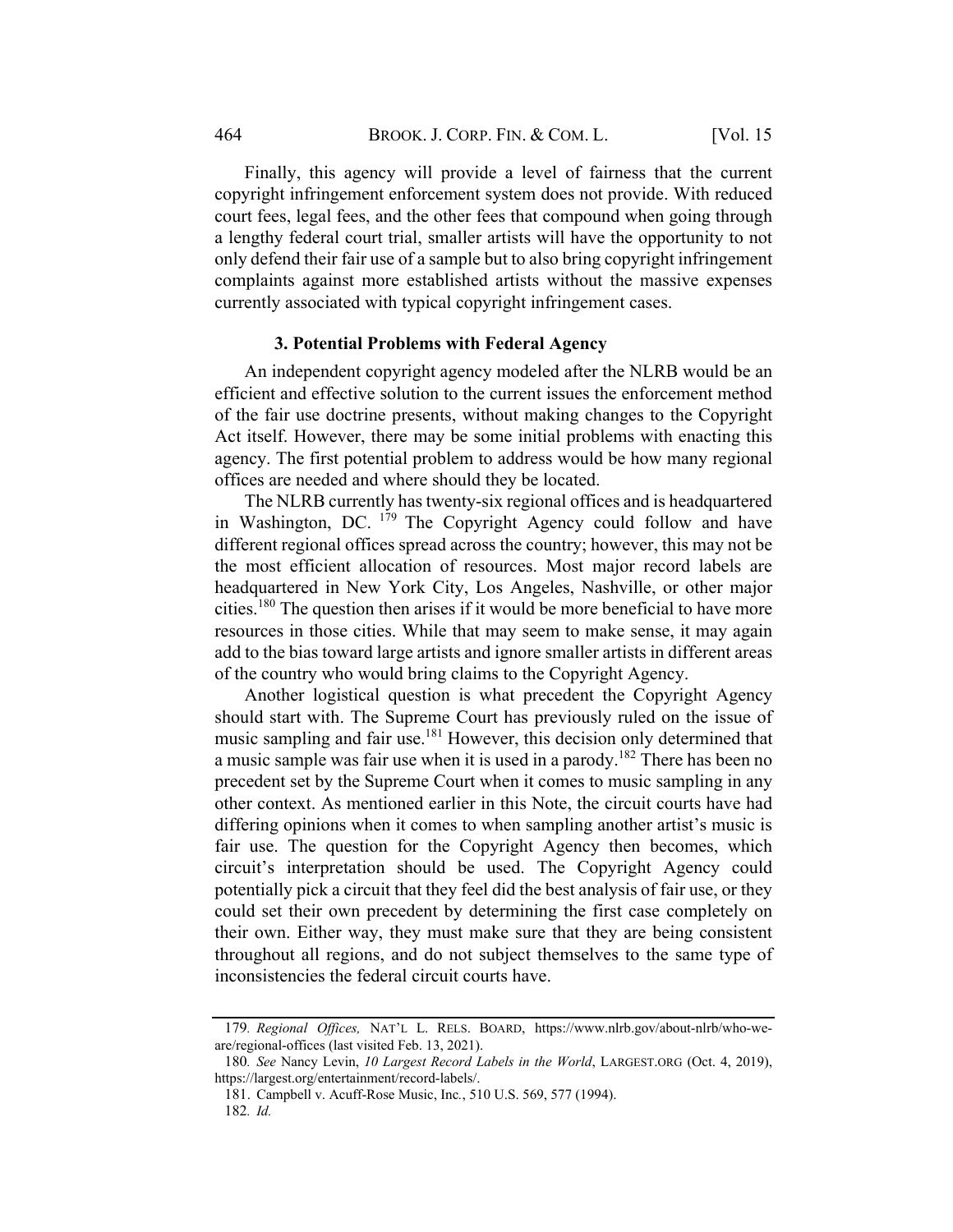Finally, this agency will provide a level of fairness that the current copyright infringement enforcement system does not provide. With reduced court fees, legal fees, and the other fees that compound when going through a lengthy federal court trial, smaller artists will have the opportunity to not only defend their fair use of a sample but to also bring copyright infringement complaints against more established artists without the massive expenses currently associated with typical copyright infringement cases.

### 3. Potential Problems with Federal Agency

An independent copyright agency modeled after the NLRB would be an efficient and effective solution to the current issues the enforcement method of the fair use doctrine presents, without making changes to the Copyright Act itself. However, there may be some initial problems with enacting this agency. The first potential problem to address would be how many regional offices are needed and where should they be located.

The NLRB currently has twenty-six regional offices and is headquartered in Washington, DC. [179] The Copyright Agency could follow and have different regional offices spread across the country; however, this may not be the most efficient allocation of resources. Most major record labels are headquartered in New York City, Los Angeles, Nashville, or other major cities.[180] The question then arises if it would be more beneficial to have more resources in those cities. While that may seem to make sense, it may again add to the bias toward large artists and ignore smaller artists in different areas of the country who would bring claims to the Copyright Agency.

Another logistical question is what precedent the Copyright Agency should start with. The Supreme Court has previously ruled on the issue of music sampling and fair use.[181] However, this decision only determined that a music sample was fair use when it is used in a parody.[182] There has been no precedent set by the Supreme Court when it comes to music sampling in any other context. As mentioned earlier in this Note, the circuit courts have had differing opinions when it comes to when sampling another artist's music is fair use. The question for the Copyright Agency then becomes, which circuit's interpretation should be used. The Copyright Agency could potentially pick a circuit that they feel did the best analysis of fair use, or they could set their own precedent by determining the first case completely on their own. Either way, they must make sure that they are being consistent throughout all regions, and do not subject themselves to the same type of inconsistencies the federal circuit courts have.

---

179. *Regional Offices,* NAT'L L. RELS. BOARD, https://www.nlrb.gov/about-nlrb/who-we-are/regional-offices (last visited Feb. 13, 2021).

180. *See* Nancy Levin, *10 Largest Record Labels in the World*, LARGEST.ORG (Oct. 4, 2019), https://largest.org/entertainment/record-labels/.

181. Campbell v. Acuff-Rose Music, Inc., 510 U.S. 569, 577 (1994).

182. *Id.*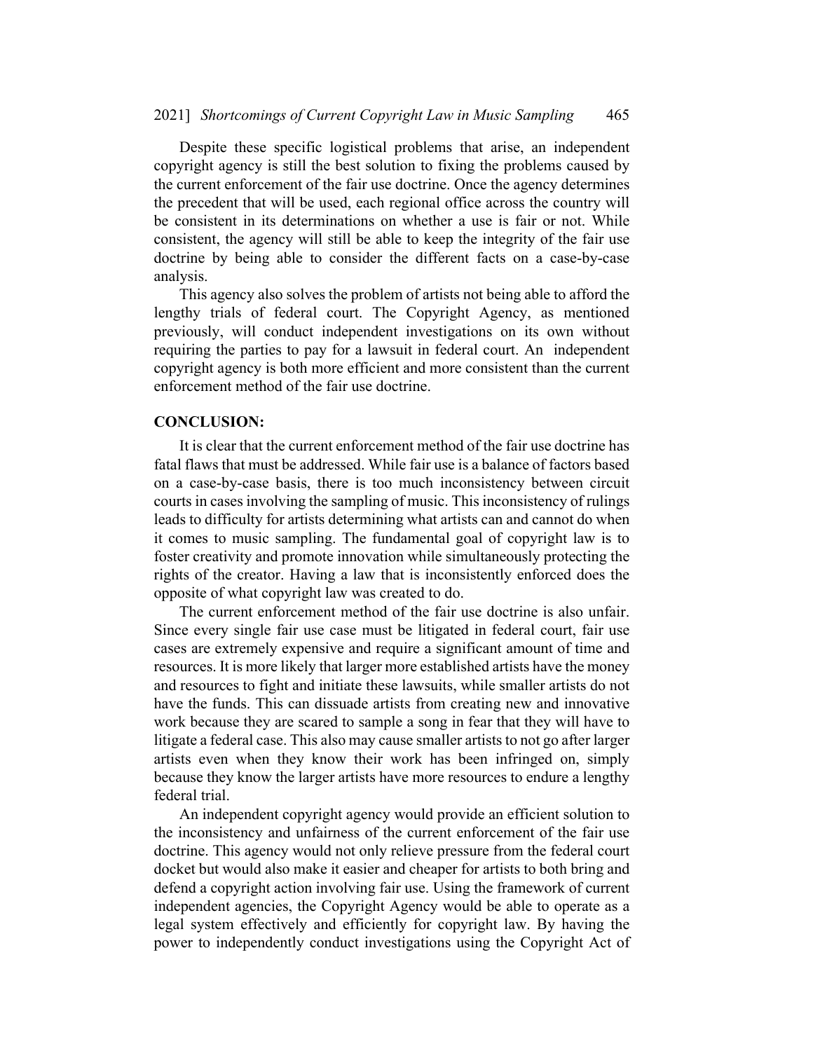Despite these specific logistical problems that arise, an independent copyright agency is still the best solution to fixing the problems caused by the current enforcement of the fair use doctrine. Once the agency determines the precedent that will be used, each regional office across the country will be consistent in its determinations on whether a use is fair or not. While consistent, the agency will still be able to keep the integrity of the fair use doctrine by being able to consider the different facts on a case-by-case analysis.

This agency also solves the problem of artists not being able to afford the lengthy trials of federal court. The Copyright Agency, as mentioned previously, will conduct independent investigations on its own without requiring the parties to pay for a lawsuit in federal court. An independent copyright agency is both more efficient and more consistent than the current enforcement method of the fair use doctrine.

**CONCLUSION:**

It is clear that the current enforcement method of the fair use doctrine has fatal flaws that must be addressed. While fair use is a balance of factors based on a case-by-case basis, there is too much inconsistency between circuit courts in cases involving the sampling of music. This inconsistency of rulings leads to difficulty for artists determining what artists can and cannot do when it comes to music sampling. The fundamental goal of copyright law is to foster creativity and promote innovation while simultaneously protecting the rights of the creator. Having a law that is inconsistently enforced does the opposite of what copyright law was created to do.

The current enforcement method of the fair use doctrine is also unfair. Since every single fair use case must be litigated in federal court, fair use cases are extremely expensive and require a significant amount of time and resources. It is more likely that larger more established artists have the money and resources to fight and initiate these lawsuits, while smaller artists do not have the funds. This can dissuade artists from creating new and innovative work because they are scared to sample a song in fear that they will have to litigate a federal case. This also may cause smaller artists to not go after larger artists even when they know their work has been infringed on, simply because they know the larger artists have more resources to endure a lengthy federal trial.

An independent copyright agency would provide an efficient solution to the inconsistency and unfairness of the current enforcement of the fair use doctrine. This agency would not only relieve pressure from the federal court docket but would also make it easier and cheaper for artists to both bring and defend a copyright action involving fair use. Using the framework of current independent agencies, the Copyright Agency would be able to operate as a legal system effectively and efficiently for copyright law. By having the power to independently conduct investigations using the Copyright Act of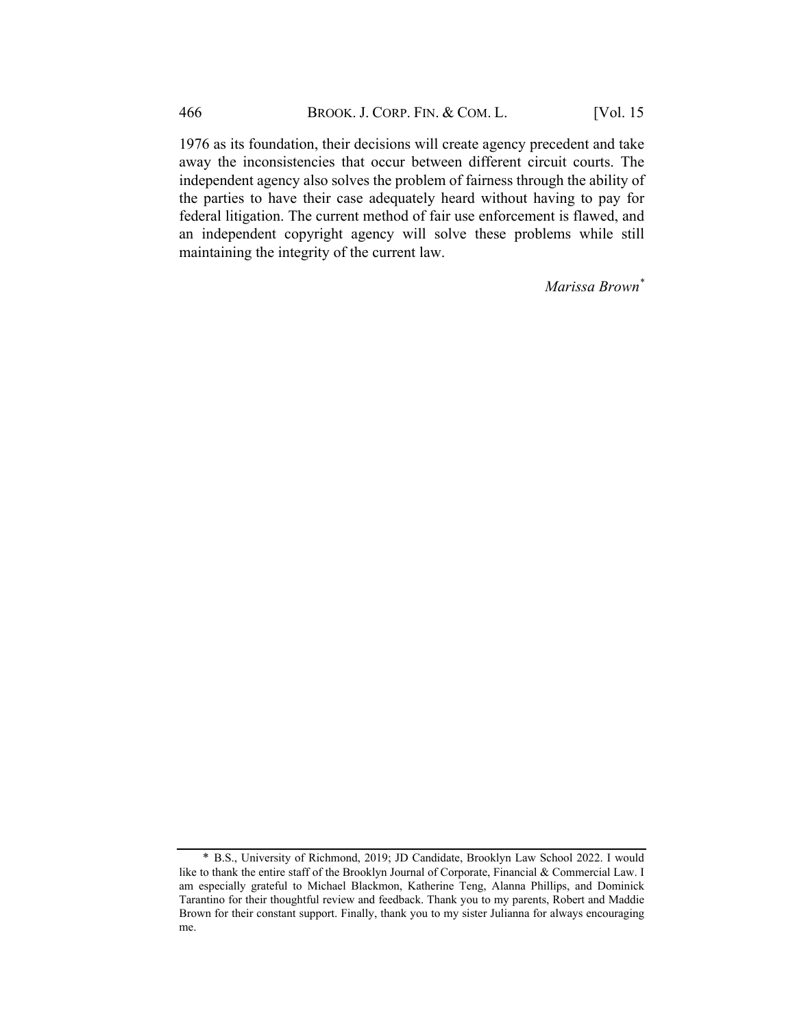1976 as its foundation, their decisions will create agency precedent and take away the inconsistencies that occur between different circuit courts. The independent agency also solves the problem of fairness through the ability of the parties to have their case adequately heard without having to pay for federal litigation. The current method of fair use enforcement is flawed, and an independent copyright agency will solve these problems while still maintaining the integrity of the current law.

*Marissa Brown*[*]

---

[*] B.S., University of Richmond, 2019; JD Candidate, Brooklyn Law School 2022. I would like to thank the entire staff of the Brooklyn Journal of Corporate, Financial & Commercial Law. I am especially grateful to Michael Blackmon, Katherine Teng, Alanna Phillips, and Dominick Tarantino for their thoughtful review and feedback. Thank you to my parents, Robert and Maddie Brown for their constant support. Finally, thank you to my sister Julianna for always encouraging me.